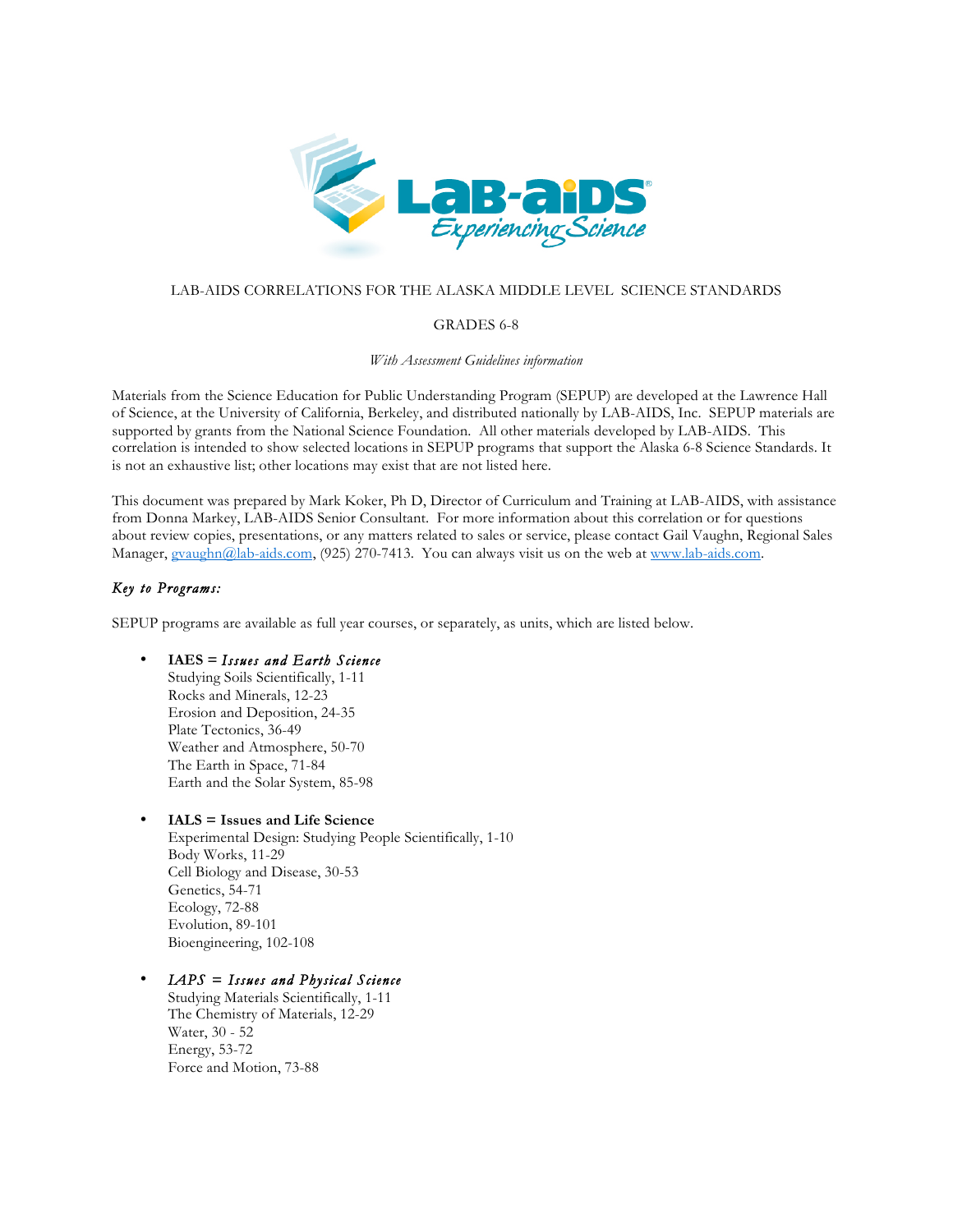LAB-AIDS CORRELATIONS FOR THE ALASKA MIDDLE LEVEL SCIENCE STANDARDS

GRADES 6-8

*With Assessment Guidelines information*

Materials from the Science Education for Public Understanding Program (SEPUP) are developed at the Lawrence Hall of Science, at the University of California, Berkeley, and distributed nationally by LAB-AIDS, Inc. SEPUP materials are supported by grants from the National Science Foundation. All other materials developed by LAB-AIDS. This correlation is intended to show selected locations in SEPUP programs that support the Alaska 6-8 Science Standards. It is not an exhaustive list; other locations may exist that are not listed here.

This document was prepared by Mark Koker, Ph D, Director of Curriculum and Training at LAB-AIDS, with assistance from Donna Markey, LAB-AIDS Senior Consultant. For more information about this correlation or for questions about review copies, presentations, or any matters related to sales or service, please contact Gail Vaughn, Regional Sales Manager, gvaughn@lab-aids.com, (925) 270-7413. You can always visit us on the web at www.lab-aids.com.

### *Key to Programs:*

SEPUP programs are available as full year courses, or separately, as units, which are listed below.

- **IAES =** ***Issues and Earth Science***
  Studying Soils Scientifically, 1-11
  Rocks and Minerals, 12-23
  Erosion and Deposition, 24-35
  Plate Tectonics, 36-49
  Weather and Atmosphere, 50-70
  The Earth in Space, 71-84
  Earth and the Solar System, 85-98

- **IALS = Issues and Life Science**
  Experimental Design: Studying People Scientifically, 1-10
  Body Works, 11-29
  Cell Biology and Disease, 30-53
  Genetics, 54-71
  Ecology, 72-88
  Evolution, 89-101
  Bioengineering, 102-108

- ***IAPS = Issues and Physical Science***
  Studying Materials Scientifically, 1-11
  The Chemistry of Materials, 12-29
  Water, 30 - 52
  Energy, 53-72
  Force and Motion, 73-88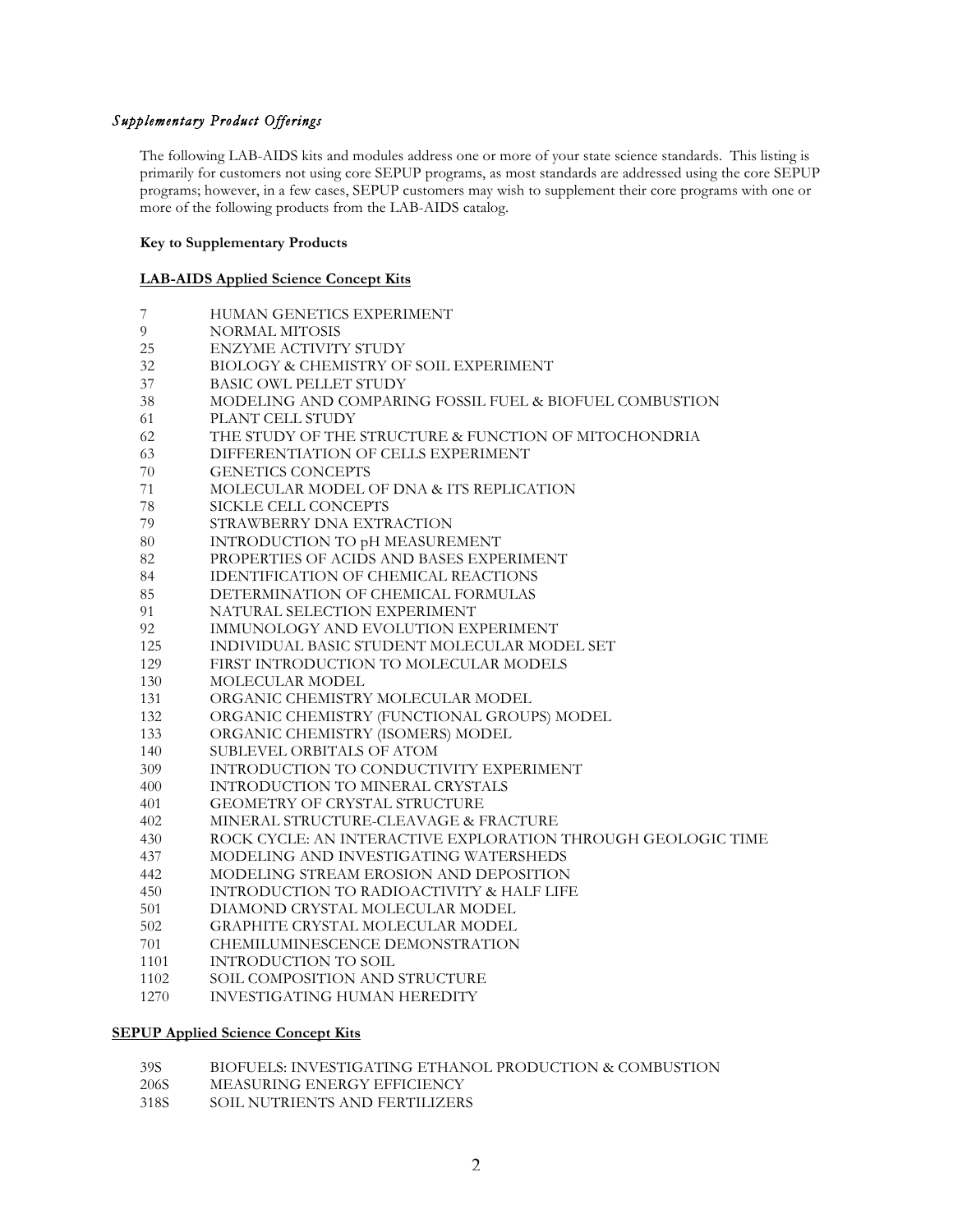*Supplementary Product Offerings*

The following LAB-AIDS kits and modules address one or more of your state science standards. This listing is primarily for customers not using core SEPUP programs, as most standards are addressed using the core SEPUP programs; however, in a few cases, SEPUP customers may wish to supplement their core programs with one or more of the following products from the LAB-AIDS catalog.

**Key to Supplementary Products**

**LAB-AIDS Applied Science Concept Kits**

| | |
|---|---|
| 7 | HUMAN GENETICS EXPERIMENT |
| 9 | NORMAL MITOSIS |
| 25 | ENZYME ACTIVITY STUDY |
| 32 | BIOLOGY & CHEMISTRY OF SOIL EXPERIMENT |
| 37 | BASIC OWL PELLET STUDY |
| 38 | MODELING AND COMPARING FOSSIL FUEL & BIOFUEL COMBUSTION |
| 61 | PLANT CELL STUDY |
| 62 | THE STUDY OF THE STRUCTURE & FUNCTION OF MITOCHONDRIA |
| 63 | DIFFERENTIATION OF CELLS EXPERIMENT |
| 70 | GENETICS CONCEPTS |
| 71 | MOLECULAR MODEL OF DNA & ITS REPLICATION |
| 78 | SICKLE CELL CONCEPTS |
| 79 | STRAWBERRY DNA EXTRACTION |
| 80 | INTRODUCTION TO pH MEASUREMENT |
| 82 | PROPERTIES OF ACIDS AND BASES EXPERIMENT |
| 84 | IDENTIFICATION OF CHEMICAL REACTIONS |
| 85 | DETERMINATION OF CHEMICAL FORMULAS |
| 91 | NATURAL SELECTION EXPERIMENT |
| 92 | IMMUNOLOGY AND EVOLUTION EXPERIMENT |
| 125 | INDIVIDUAL BASIC STUDENT MOLECULAR MODEL SET |
| 129 | FIRST INTRODUCTION TO MOLECULAR MODELS |
| 130 | MOLECULAR MODEL |
| 131 | ORGANIC CHEMISTRY MOLECULAR MODEL |
| 132 | ORGANIC CHEMISTRY (FUNCTIONAL GROUPS) MODEL |
| 133 | ORGANIC CHEMISTRY (ISOMERS) MODEL |
| 140 | SUBLEVEL ORBITALS OF ATOM |
| 309 | INTRODUCTION TO CONDUCTIVITY EXPERIMENT |
| 400 | INTRODUCTION TO MINERAL CRYSTALS |
| 401 | GEOMETRY OF CRYSTAL STRUCTURE |
| 402 | MINERAL STRUCTURE-CLEAVAGE & FRACTURE |
| 430 | ROCK CYCLE: AN INTERACTIVE EXPLORATION THROUGH GEOLOGIC TIME |
| 437 | MODELING AND INVESTIGATING WATERSHEDS |
| 442 | MODELING STREAM EROSION AND DEPOSITION |
| 450 | INTRODUCTION TO RADIOACTIVITY & HALF LIFE |
| 501 | DIAMOND CRYSTAL MOLECULAR MODEL |
| 502 | GRAPHITE CRYSTAL MOLECULAR MODEL |
| 701 | CHEMILUMINESCENCE DEMONSTRATION |
| 1101 | INTRODUCTION TO SOIL |
| 1102 | SOIL COMPOSITION AND STRUCTURE |
| 1270 | INVESTIGATING HUMAN HEREDITY |

**SEPUP Applied Science Concept Kits**

| | |
|---|---|
| 39S | BIOFUELS: INVESTIGATING ETHANOL PRODUCTION & COMBUSTION |
| 206S | MEASURING ENERGY EFFICIENCY |
| 318S | SOIL NUTRIENTS AND FERTILIZERS |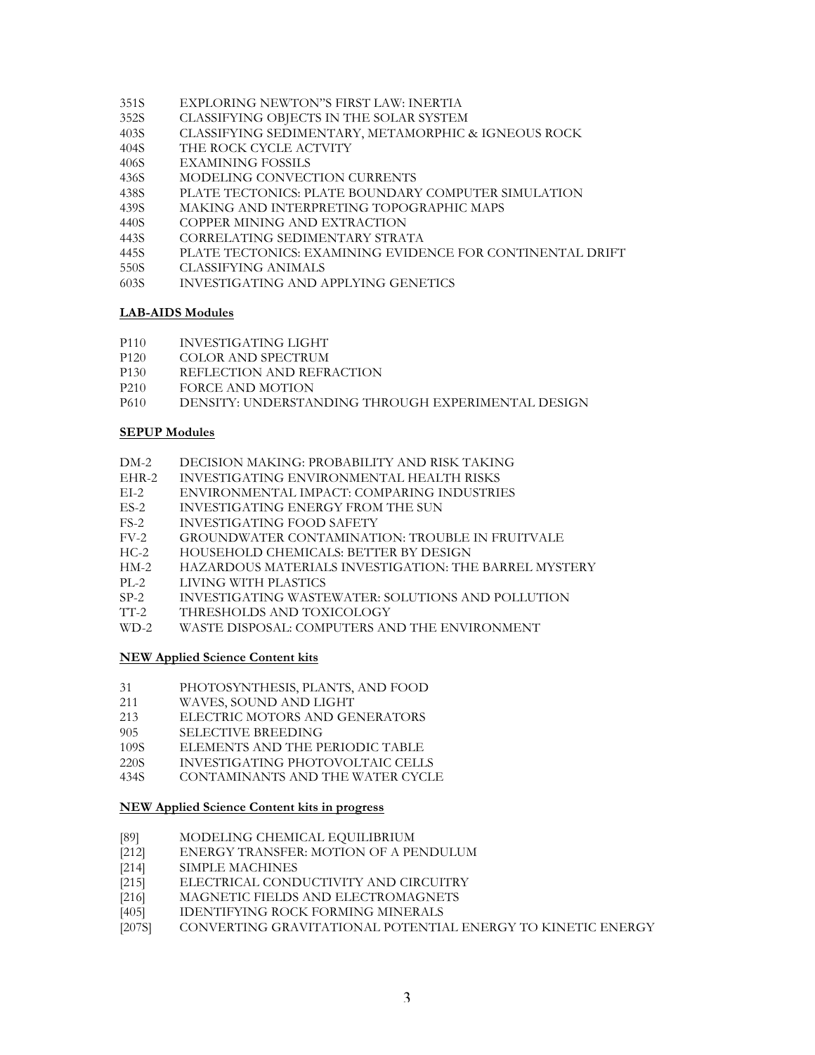351S EXPLORING NEWTON"S FIRST LAW: INERTIA
352S CLASSIFYING OBJECTS IN THE SOLAR SYSTEM
403S CLASSIFYING SEDIMENTARY, METAMORPHIC & IGNEOUS ROCK
404S THE ROCK CYCLE ACTVITY
406S EXAMINING FOSSILS
436S MODELING CONVECTION CURRENTS
438S PLATE TECTONICS: PLATE BOUNDARY COMPUTER SIMULATION
439S MAKING AND INTERPRETING TOPOGRAPHIC MAPS
440S COPPER MINING AND EXTRACTION
443S CORRELATING SEDIMENTARY STRATA
445S PLATE TECTONICS: EXAMINING EVIDENCE FOR CONTINENTAL DRIFT
550S CLASSIFYING ANIMALS
603S INVESTIGATING AND APPLYING GENETICS

**<u>LAB-AIDS Modules</u>**

P110 INVESTIGATING LIGHT
P120 COLOR AND SPECTRUM
P130 REFLECTION AND REFRACTION
P210 FORCE AND MOTION
P610 DENSITY: UNDERSTANDING THROUGH EXPERIMENTAL DESIGN

**<u>SEPUP Modules</u>**

DM-2 DECISION MAKING: PROBABILITY AND RISK TAKING
EHR-2 INVESTIGATING ENVIRONMENTAL HEALTH RISKS
EI-2 ENVIRONMENTAL IMPACT: COMPARING INDUSTRIES
ES-2 INVESTIGATING ENERGY FROM THE SUN
FS-2 INVESTIGATING FOOD SAFETY
FV-2 GROUNDWATER CONTAMINATION: TROUBLE IN FRUITVALE
HC-2 HOUSEHOLD CHEMICALS: BETTER BY DESIGN
HM-2 HAZARDOUS MATERIALS INVESTIGATION: THE BARREL MYSTERY
PL-2 LIVING WITH PLASTICS
SP-2 INVESTIGATING WASTEWATER: SOLUTIONS AND POLLUTION
TT-2 THRESHOLDS AND TOXICOLOGY
WD-2 WASTE DISPOSAL: COMPUTERS AND THE ENVIRONMENT

**<u>NEW Applied Science Content kits</u>**

31 PHOTOSYNTHESIS, PLANTS, AND FOOD
211 WAVES, SOUND AND LIGHT
213 ELECTRIC MOTORS AND GENERATORS
905 SELECTIVE BREEDING
109S ELEMENTS AND THE PERIODIC TABLE
220S INVESTIGATING PHOTOVOLTAIC CELLS
434S CONTAMINANTS AND THE WATER CYCLE

**<u>NEW Applied Science Content kits in progress</u>**

[89] MODELING CHEMICAL EQUILIBRIUM
[212] ENERGY TRANSFER: MOTION OF A PENDULUM
[214] SIMPLE MACHINES
[215] ELECTRICAL CONDUCTIVITY AND CIRCUITRY
[216] MAGNETIC FIELDS AND ELECTROMAGNETS
[405] IDENTIFYING ROCK FORMING MINERALS
[207S] CONVERTING GRAVITATIONAL POTENTIAL ENERGY TO KINETIC ENERGY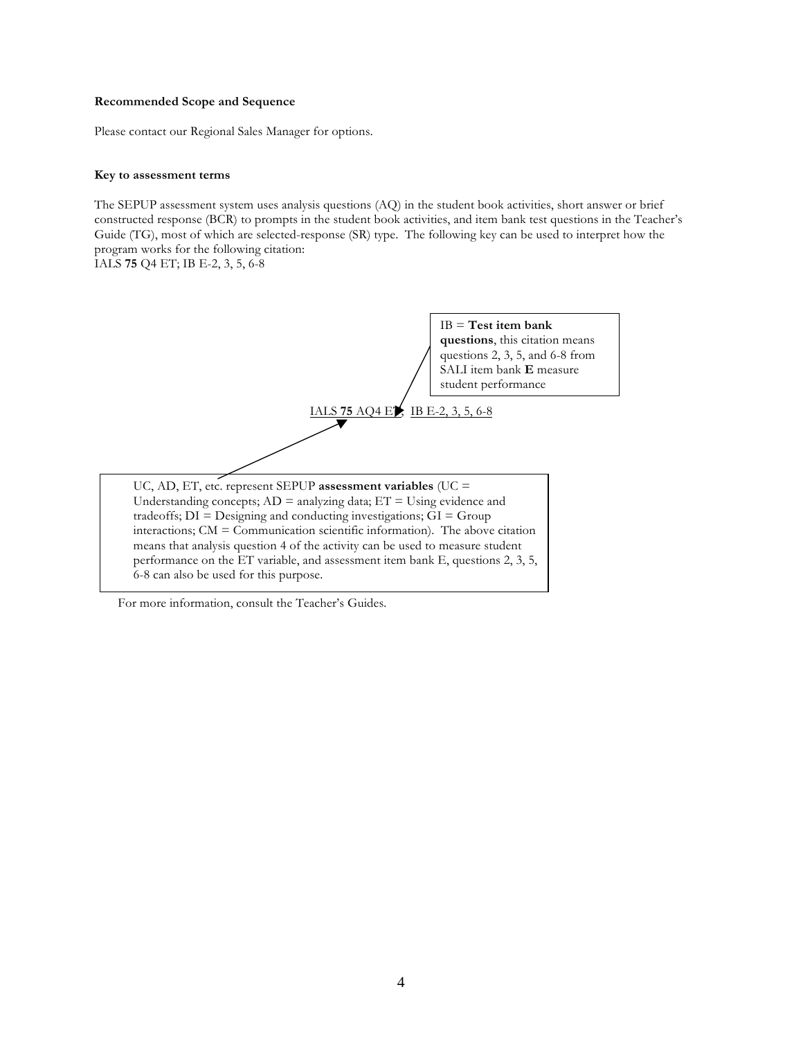**Recommended Scope and Sequence**

Please contact our Regional Sales Manager for options.

**Key to assessment terms**

The SEPUP assessment system uses analysis questions (AQ) in the student book activities, short answer or brief constructed response (BCR) to prompts in the student book activities, and item bank test questions in the Teacher's Guide (TG), most of which are selected-response (SR) type. The following key can be used to interpret how the program works for the following citation:
IALS **75** Q4 ET; IB E-2, 3, 5, 6-8

IB = **Test item bank questions**, this citation means questions 2, 3, 5, and 6-8 from SALI item bank **E** measure student performance

IALS **75** AQ4 ET; IB E-2, 3, 5, 6-8

UC, AD, ET, etc. represent SEPUP **assessment variables** (UC = Understanding concepts; AD = analyzing data; ET = Using evidence and tradeoffs; DI = Designing and conducting investigations; GI = Group interactions; CM = Communication scientific information). The above citation means that analysis question 4 of the activity can be used to measure student performance on the ET variable, and assessment item bank E, questions 2, 3, 5, 6-8 can also be used for this purpose.

For more information, consult the Teacher's Guides.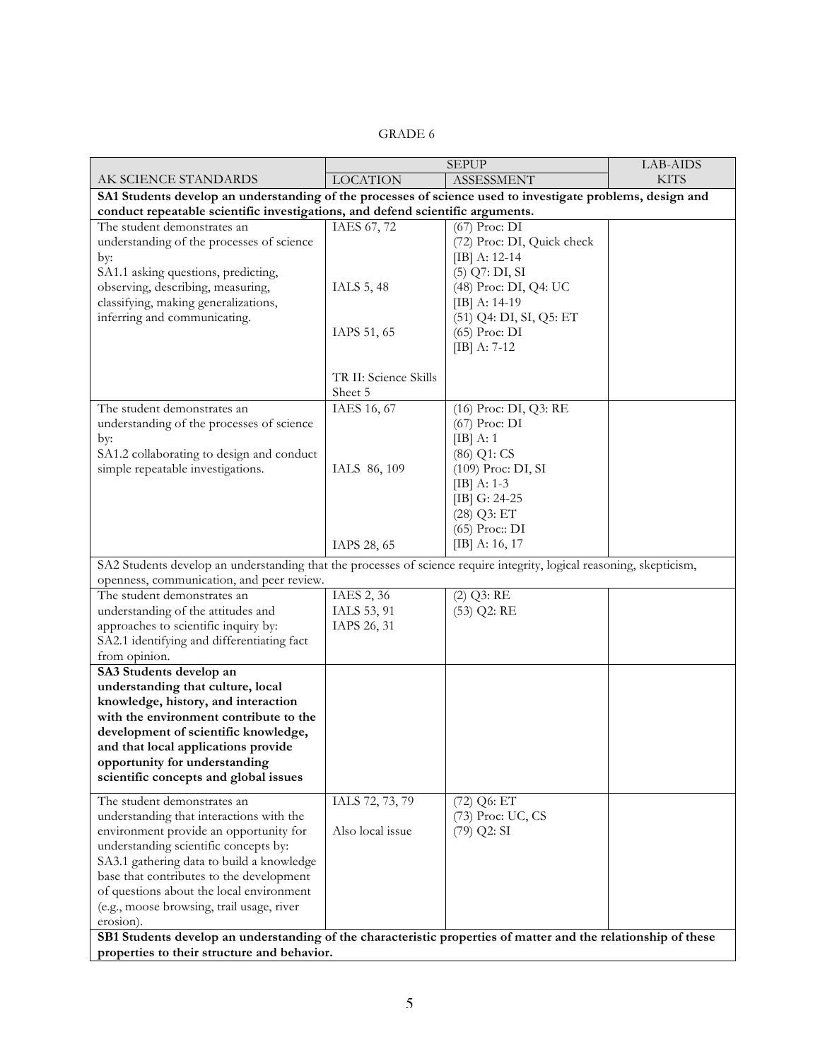GRADE 6

| AK SCIENCE STANDARDS | SEPUP LOCATION | SEPUP ASSESSMENT | LAB-AIDS KITS |
|---|---|---|---|
| **SA1 Students develop an understanding of the processes of science used to investigate problems, design and conduct repeatable scientific investigations, and defend scientific arguments.** | | | |
| The student demonstrates an understanding of the processes of science by:<br>SA1.1 asking questions, predicting, observing, describing, measuring, classifying, making generalizations, inferring and communicating. | IAES 67, 72<br><br>IALS 5, 48<br><br>IAPS 51, 65<br><br>TR II: Science Skills Sheet 5 | (67) Proc: DI<br>(72) Proc: DI, Quick check<br>[IB] A: 12-14<br>(5) Q7: DI, SI<br>(48) Proc: DI, Q4: UC<br>[IB] A: 14-19<br>(51) Q4: DI, SI, Q5: ET<br>(65) Proc: DI<br>[IB] A: 7-12 | |
| The student demonstrates an understanding of the processes of science by:<br>SA1.2 collaborating to design and conduct simple repeatable investigations. | IAES 16, 67<br><br>IALS 86, 109<br><br>IAPS 28, 65 | (16) Proc: DI, Q3: RE<br>(67) Proc: DI<br>[IB] A: 1<br>(86) Q1: CS<br>(109) Proc: DI, SI<br>[IB] A: 1-3<br>[IB] G: 24-25<br>(28) Q3: ET<br>(65) Proc:: DI<br>[IB] A: 16, 17 | |
| SA2 Students develop an understanding that the processes of science require integrity, logical reasoning, skepticism, openness, communication, and peer review. | | | |
| The student demonstrates an understanding of the attitudes and approaches to scientific inquiry by:<br>SA2.1 identifying and differentiating fact from opinion. | IAES 2, 36<br>IALS 53, 91<br>IAPS 26, 31 | (2) Q3: RE<br>(53) Q2: RE | |
| **SA3 Students develop an understanding that culture, local knowledge, history, and interaction with the environment contribute to the development of scientific knowledge, and that local applications provide opportunity for understanding scientific concepts and global issues** | | | |
| The student demonstrates an understanding that interactions with the environment provide an opportunity for understanding scientific concepts by:<br>SA3.1 gathering data to build a knowledge base that contributes to the development of questions about the local environment (e.g., moose browsing, trail usage, river erosion). | IALS 72, 73, 79<br><br>Also local issue | (72) Q6: ET<br>(73) Proc: UC, CS<br>(79) Q2: SI | |
| **SB1 Students develop an understanding of the characteristic properties of matter and the relationship of these properties to their structure and behavior.** | | | |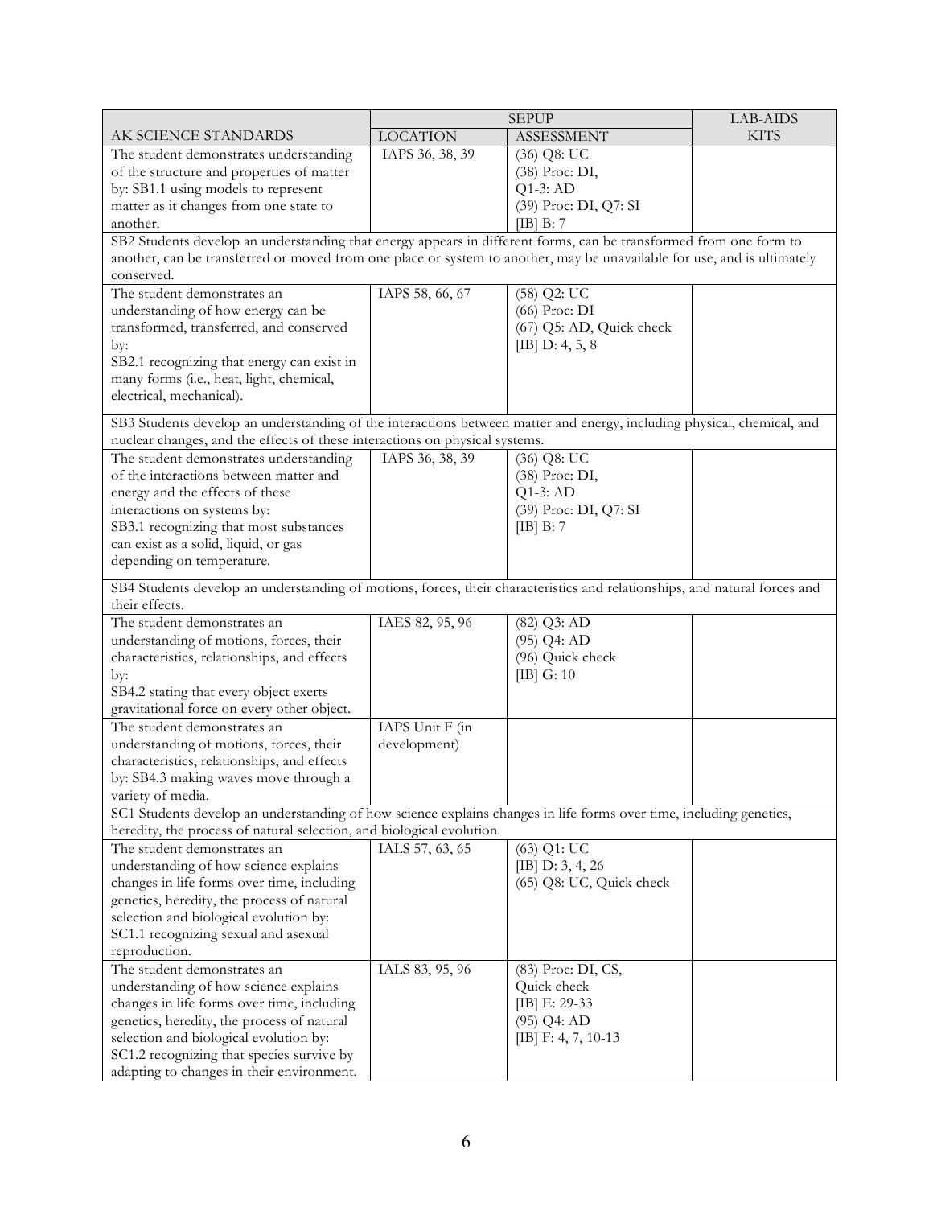| AK SCIENCE STANDARDS | SEPUP LOCATION | SEPUP ASSESSMENT | LAB-AIDS KITS |
|---|---|---|---|
| The student demonstrates understanding of the structure and properties of matter by: SB1.1 using models to represent matter as it changes from one state to another. | IAPS 36, 38, 39 | (36) Q8: UC<br>(38) Proc: DI,<br>Q1-3: AD<br>(39) Proc: DI, Q7: SI<br>[IB] B: 7 | |
| SB2 Students develop an understanding that energy appears in different forms, can be transformed from one form to another, can be transferred or moved from one place or system to another, may be unavailable for use, and is ultimately conserved. | | | |
| The student demonstrates an understanding of how energy can be transformed, transferred, and conserved by:<br>SB2.1 recognizing that energy can exist in many forms (i.e., heat, light, chemical, electrical, mechanical). | IAPS 58, 66, 67 | (58) Q2: UC<br>(66) Proc: DI<br>(67) Q5: AD, Quick check<br>[IB] D: 4, 5, 8 | |
| SB3 Students develop an understanding of the interactions between matter and energy, including physical, chemical, and nuclear changes, and the effects of these interactions on physical systems. | | | |
| The student demonstrates understanding of the interactions between matter and energy and the effects of these interactions on systems by:<br>SB3.1 recognizing that most substances can exist as a solid, liquid, or gas depending on temperature. | IAPS 36, 38, 39 | (36) Q8: UC<br>(38) Proc: DI,<br>Q1-3: AD<br>(39) Proc: DI, Q7: SI<br>[IB] B: 7 | |
| SB4 Students develop an understanding of motions, forces, their characteristics and relationships, and natural forces and their effects. | | | |
| The student demonstrates an understanding of motions, forces, their characteristics, relationships, and effects by:<br>SB4.2 stating that every object exerts gravitational force on every other object. | IAES 82, 95, 96 | (82) Q3: AD<br>(95) Q4: AD<br>(96) Quick check<br>[IB] G: 10 | |
| The student demonstrates an understanding of motions, forces, their characteristics, relationships, and effects by: SB4.3 making waves move through a variety of media. | IAPS Unit F (in development) | | |
| SC1 Students develop an understanding of how science explains changes in life forms over time, including genetics, heredity, the process of natural selection, and biological evolution. | | | |
| The student demonstrates an understanding of how science explains changes in life forms over time, including genetics, heredity, the process of natural selection and biological evolution by:<br>SC1.1 recognizing sexual and asexual reproduction. | IALS 57, 63, 65 | (63) Q1: UC<br>[IB] D: 3, 4, 26<br>(65) Q8: UC, Quick check | |
| The student demonstrates an understanding of how science explains changes in life forms over time, including genetics, heredity, the process of natural selection and biological evolution by:<br>SC1.2 recognizing that species survive by adapting to changes in their environment. | IALS 83, 95, 96 | (83) Proc: DI, CS,<br>Quick check<br>[IB] E: 29-33<br>(95) Q4: AD<br>[IB] F: 4, 7, 10-13 | |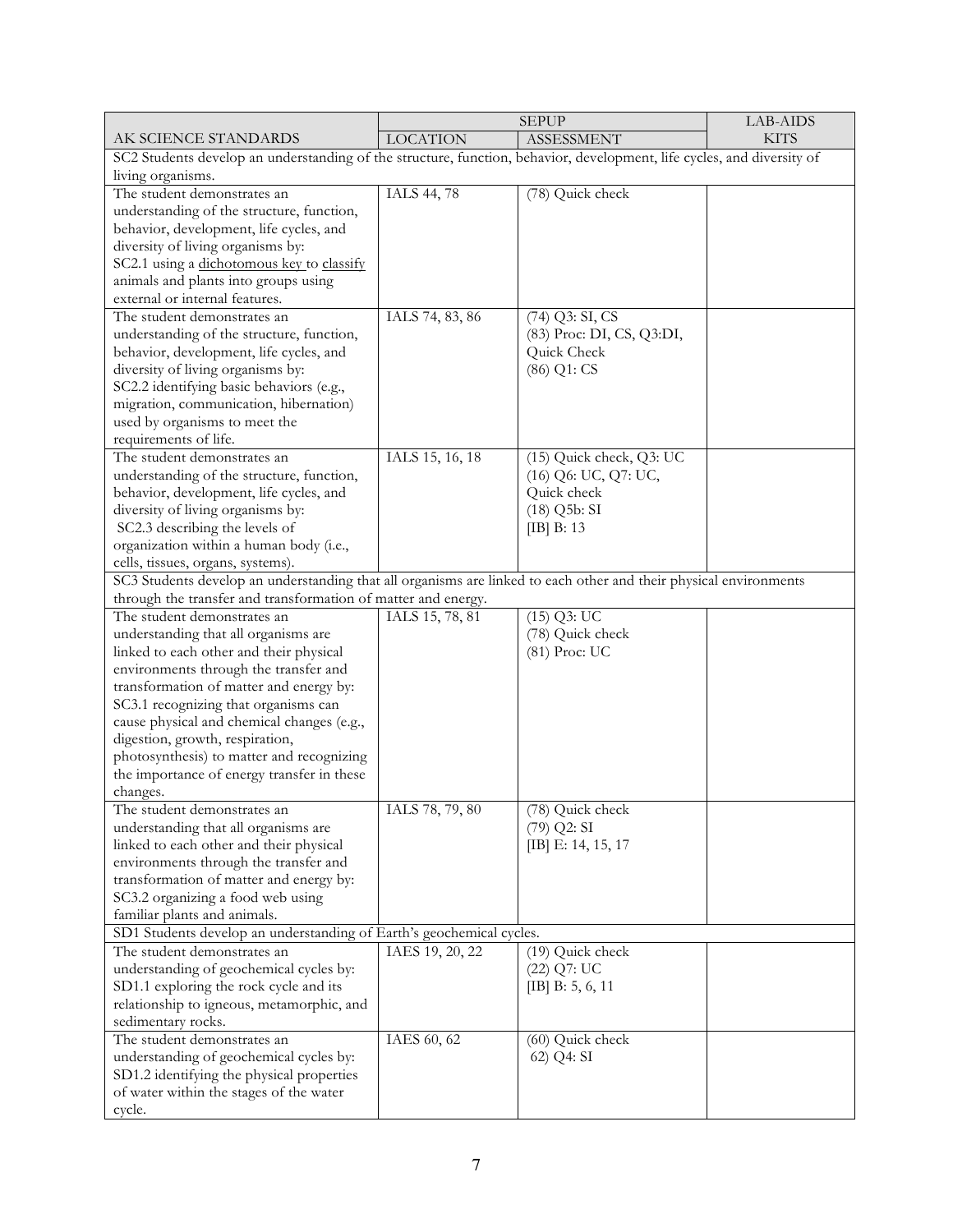| AK SCIENCE STANDARDS | SEPUP LOCATION | SEPUP ASSESSMENT | LAB-AIDS KITS |
|---|---|---|---|
| SC2 Students develop an understanding of the structure, function, behavior, development, life cycles, and diversity of living organisms. | | | |
| The student demonstrates an understanding of the structure, function, behavior, development, life cycles, and diversity of living organisms by: SC2.1 using a dichotomous key to classify animals and plants into groups using external or internal features. | IALS 44, 78 | (78) Quick check | |
| The student demonstrates an understanding of the structure, function, behavior, development, life cycles, and diversity of living organisms by: SC2.2 identifying basic behaviors (e.g., migration, communication, hibernation) used by organisms to meet the requirements of life. | IALS 74, 83, 86 | (74) Q3: SI, CS<br>(83) Proc: DI, CS, Q3:DI, Quick Check<br>(86) Q1: CS | |
| The student demonstrates an understanding of the structure, function, behavior, development, life cycles, and diversity of living organisms by: SC2.3 describing the levels of organization within a human body (i.e., cells, tissues, organs, systems). | IALS 15, 16, 18 | (15) Quick check, Q3: UC<br>(16) Q6: UC, Q7: UC, Quick check<br>(18) Q5b: SI<br>[IB] B: 13 | |
| SC3 Students develop an understanding that all organisms are linked to each other and their physical environments through the transfer and transformation of matter and energy. | | | |
| The student demonstrates an understanding that all organisms are linked to each other and their physical environments through the transfer and transformation of matter and energy by: SC3.1 recognizing that organisms can cause physical and chemical changes (e.g., digestion, growth, respiration, photosynthesis) to matter and recognizing the importance of energy transfer in these changes. | IALS 15, 78, 81 | (15) Q3: UC<br>(78) Quick check<br>(81) Proc: UC | |
| The student demonstrates an understanding that all organisms are linked to each other and their physical environments through the transfer and transformation of matter and energy by: SC3.2 organizing a food web using familiar plants and animals. | IALS 78, 79, 80 | (78) Quick check<br>(79) Q2: SI<br>[IB] E: 14, 15, 17 | |
| SD1 Students develop an understanding of Earth's geochemical cycles. | | | |
| The student demonstrates an understanding of geochemical cycles by: SD1.1 exploring the rock cycle and its relationship to igneous, metamorphic, and sedimentary rocks. | IAES 19, 20, 22 | (19) Quick check<br>(22) Q7: UC<br>[IB] B: 5, 6, 11 | |
| The student demonstrates an understanding of geochemical cycles by: SD1.2 identifying the physical properties of water within the stages of the water cycle. | IAES 60, 62 | (60) Quick check<br>62) Q4: SI | |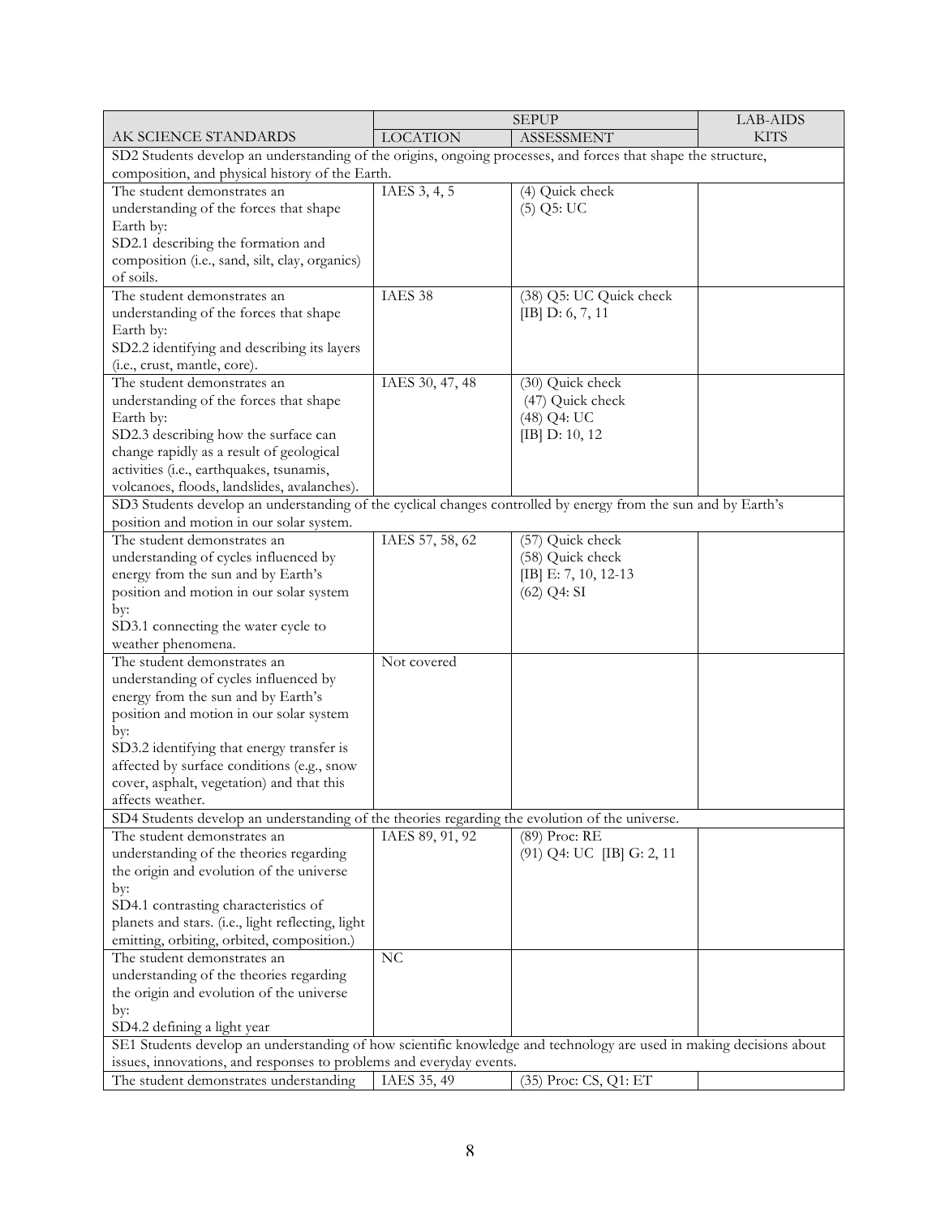| AK SCIENCE STANDARDS | SEPUP LOCATION | SEPUP ASSESSMENT | LAB-AIDS KITS |
|---|---|---|---|
| SD2 Students develop an understanding of the origins, ongoing processes, and forces that shape the structure, composition, and physical history of the Earth. | | | |
| The student demonstrates an understanding of the forces that shape Earth by: SD2.1 describing the formation and composition (i.e., sand, silt, clay, organics) of soils. | IAES 3, 4, 5 | (4) Quick check (5) Q5: UC | |
| The student demonstrates an understanding of the forces that shape Earth by: SD2.2 identifying and describing its layers (i.e., crust, mantle, core). | IAES 38 | (38) Q5: UC Quick check [IB] D: 6, 7, 11 | |
| The student demonstrates an understanding of the forces that shape Earth by: SD2.3 describing how the surface can change rapidly as a result of geological activities (i.e., earthquakes, tsunamis, volcanoes, floods, landslides, avalanches). | IAES 30, 47, 48 | (30) Quick check (47) Quick check (48) Q4: UC [IB] D: 10, 12 | |
| SD3 Students develop an understanding of the cyclical changes controlled by energy from the sun and by Earth's position and motion in our solar system. | | | |
| The student demonstrates an understanding of cycles influenced by energy from the sun and by Earth's position and motion in our solar system by: SD3.1 connecting the water cycle to weather phenomena. | IAES 57, 58, 62 | (57) Quick check (58) Quick check [IB] E: 7, 10, 12-13 (62) Q4: SI | |
| The student demonstrates an understanding of cycles influenced by energy from the sun and by Earth's position and motion in our solar system by: SD3.2 identifying that energy transfer is affected by surface conditions (e.g., snow cover, asphalt, vegetation) and that this affects weather. | Not covered | | |
| SD4 Students develop an understanding of the theories regarding the evolution of the universe. | | | |
| The student demonstrates an understanding of the theories regarding the origin and evolution of the universe by: SD4.1 contrasting characteristics of planets and stars. (i.e., light reflecting, light emitting, orbiting, orbited, composition.) | IAES 89, 91, 92 | (89) Proc: RE (91) Q4: UC [IB] G: 2, 11 | |
| The student demonstrates an understanding of the theories regarding the origin and evolution of the universe by: SD4.2 defining a light year | NC | | |
| SE1 Students develop an understanding of how scientific knowledge and technology are used in making decisions about issues, innovations, and responses to problems and everyday events. | | | |
| The student demonstrates understanding | IAES 35, 49 | (35) Proc: CS, Q1: ET | |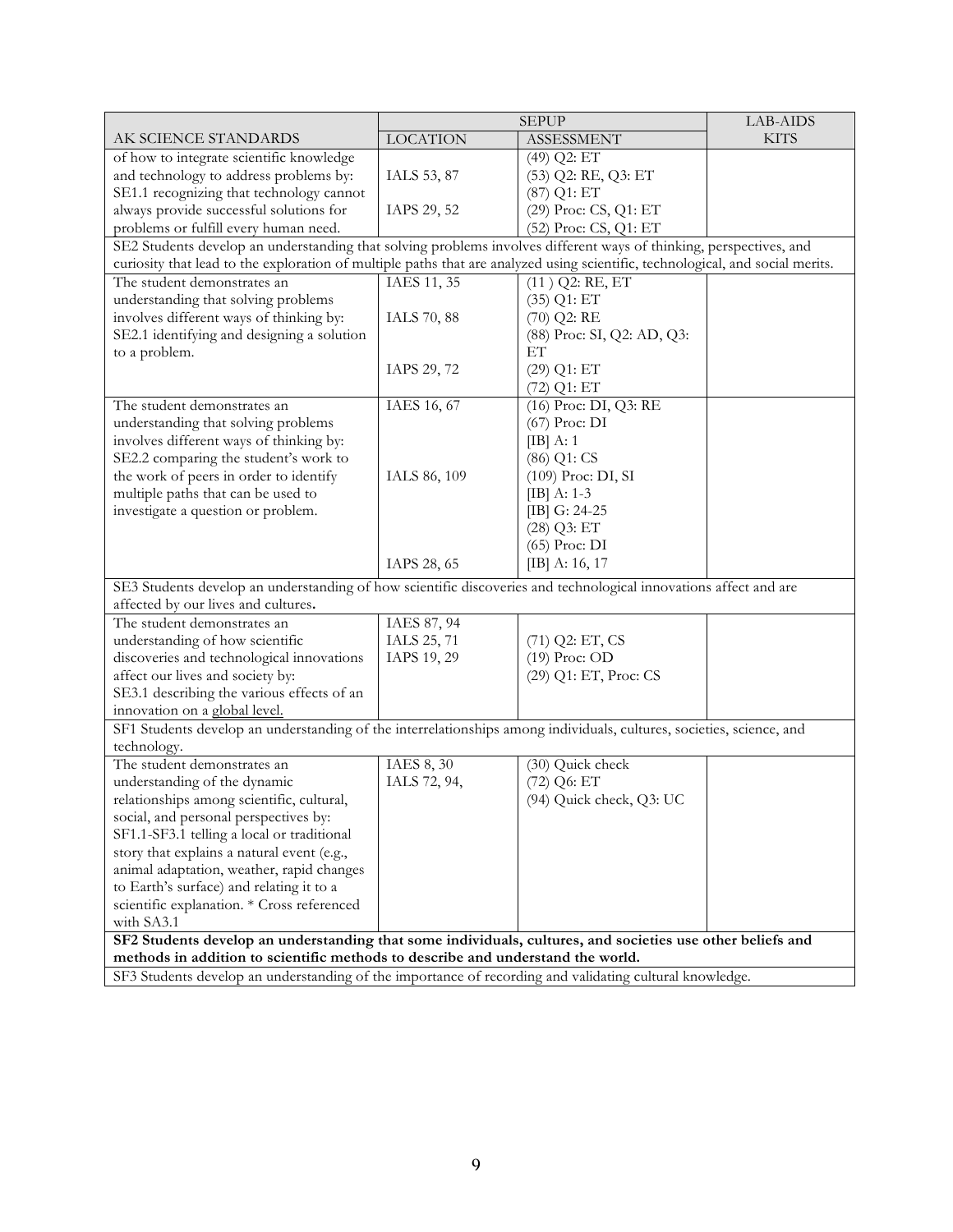| AK SCIENCE STANDARDS | SEPUP LOCATION | SEPUP ASSESSMENT | LAB-AIDS KITS |
|---|---|---|---|
| of how to integrate scientific knowledge and technology to address problems by: SE1.1 recognizing that technology cannot always provide successful solutions for problems or fulfill every human need. | IALS 53, 87<br><br>IAPS 29, 52 | (49) Q2: ET<br>(53) Q2: RE, Q3: ET<br>(87) Q1: ET<br>(29) Proc: CS, Q1: ET<br>(52) Proc: CS, Q1: ET | |
| SE2 Students develop an understanding that solving problems involves different ways of thinking, perspectives, and curiosity that lead to the exploration of multiple paths that are analyzed using scientific, technological, and social merits. | | | |
| The student demonstrates an understanding that solving problems involves different ways of thinking by: SE2.1 identifying and designing a solution to a problem. | IAES 11, 35<br><br>IALS 70, 88<br><br>IAPS 29, 72 | (11 ) Q2: RE, ET<br>(35) Q1: ET<br>(70) Q2: RE<br>(88) Proc: SI, Q2: AD, Q3: ET<br>(29) Q1: ET<br>(72) Q1: ET | |
| The student demonstrates an understanding that solving problems involves different ways of thinking by: SE2.2 comparing the student's work to the work of peers in order to identify multiple paths that can be used to investigate a question or problem. | IAES 16, 67<br><br>IALS 86, 109<br><br>IAPS 28, 65 | (16) Proc: DI, Q3: RE<br>(67) Proc: DI<br>[IB] A: 1<br>(86) Q1: CS<br>(109) Proc: DI, SI<br>[IB] A: 1-3<br>[IB] G: 24-25<br>(28) Q3: ET<br>(65) Proc: DI<br>[IB] A: 16, 17 | |
| SE3 Students develop an understanding of how scientific discoveries and technological innovations affect and are affected by our lives and cultures. | | | |
| The student demonstrates an understanding of how scientific discoveries and technological innovations affect our lives and society by: SE3.1 describing the various effects of an innovation on a global level. | IAES 87, 94<br>IALS 25, 71<br>IAPS 19, 29 | (71) Q2: ET, CS<br>(19) Proc: OD<br>(29) Q1: ET, Proc: CS | |
| SF1 Students develop an understanding of the interrelationships among individuals, cultures, societies, science, and technology. | | | |
| The student demonstrates an understanding of the dynamic relationships among scientific, cultural, social, and personal perspectives by: SF1.1-SF3.1 telling a local or traditional story that explains a natural event (e.g., animal adaptation, weather, rapid changes to Earth's surface) and relating it to a scientific explanation. * Cross referenced with SA3.1 | IAES 8, 30<br>IALS 72, 94, | (30) Quick check<br>(72) Q6: ET<br>(94) Quick check, Q3: UC | |
| **SF2 Students develop an understanding that some individuals, cultures, and societies use other beliefs and methods in addition to scientific methods to describe and understand the world.** | | | |
| SF3 Students develop an understanding of the importance of recording and validating cultural knowledge. | | | |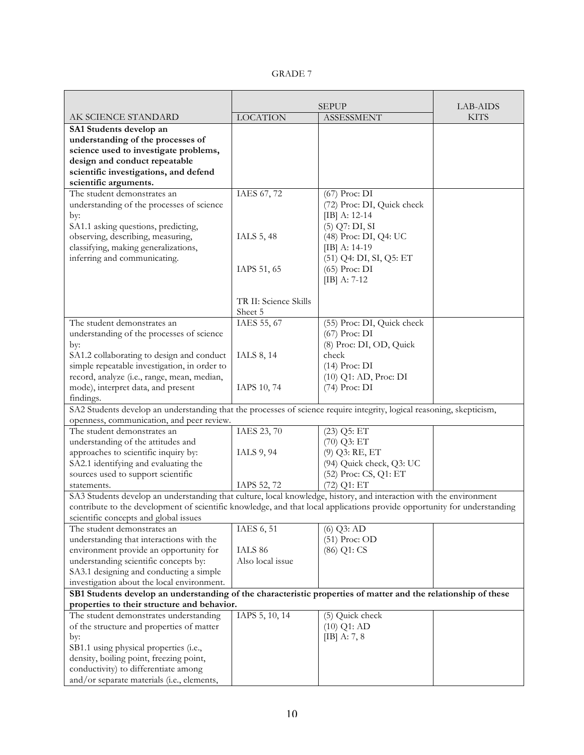GRADE 7

| AK SCIENCE STANDARD | SEPUP LOCATION | SEPUP ASSESSMENT | LAB-AIDS KITS |
|---|---|---|---|
| **SA1 Students develop an understanding of the processes of science used to investigate problems, design and conduct repeatable scientific investigations, and defend scientific arguments.** | | | |
| The student demonstrates an understanding of the processes of science by: SA1.1 asking questions, predicting, observing, describing, measuring, classifying, making generalizations, inferring and communicating. | IAES 67, 72<br><br>IALS 5, 48<br><br>IAPS 51, 65<br><br>TR II: Science Skills Sheet 5 | (67) Proc: DI<br>(72) Proc: DI, Quick check<br>[IB] A: 12-14<br>(5) Q7: DI, SI<br>(48) Proc: DI, Q4: UC<br>[IB] A: 14-19<br>(51) Q4: DI, SI, Q5: ET<br>(65) Proc: DI<br>[IB] A: 7-12 | |
| The student demonstrates an understanding of the processes of science by: SA1.2 collaborating to design and conduct simple repeatable investigation, in order to record, analyze (i.e., range, mean, median, mode), interpret data, and present findings. | IAES 55, 67<br><br>IALS 8, 14<br><br>IAPS 10, 74 | (55) Proc: DI, Quick check<br>(67) Proc: DI<br>(8) Proc: DI, OD, Quick check<br>(14) Proc: DI<br>(10) Q1: AD, Proc: DI<br>(74) Proc: DI | |
| SA2 Students develop an understanding that the processes of science require integrity, logical reasoning, skepticism, openness, communication, and peer review. | | | |
| The student demonstrates an understanding of the attitudes and approaches to scientific inquiry by: SA2.1 identifying and evaluating the sources used to support scientific statements. | IAES 23, 70<br><br>IALS 9, 94<br><br>IAPS 52, 72 | (23) Q5: ET<br>(70) Q3: ET<br>(9) Q3: RE, ET<br>(94) Quick check, Q3: UC<br>(52) Proc: CS, Q1: ET<br>(72) Q1: ET | |
| SA3 Students develop an understanding that culture, local knowledge, history, and interaction with the environment contribute to the development of scientific knowledge, and that local applications provide opportunity for understanding scientific concepts and global issues | | | |
| The student demonstrates an understanding that interactions with the environment provide an opportunity for understanding scientific concepts by: SA3.1 designing and conducting a simple investigation about the local environment. | IAES 6, 51<br><br>IALS 86<br>Also local issue | (6) Q3: AD<br>(51) Proc: OD<br>(86) Q1: CS | |
| **SB1 Students develop an understanding of the characteristic properties of matter and the relationship of these properties to their structure and behavior.** | | | |
| The student demonstrates understanding of the structure and properties of matter by: SB1.1 using physical properties (i.e., density, boiling point, freezing point, conductivity) to differentiate among and/or separate materials (i.e., elements, | IAPS 5, 10, 14 | (5) Quick check<br>(10) Q1: AD<br>[IB] A: 7, 8 | |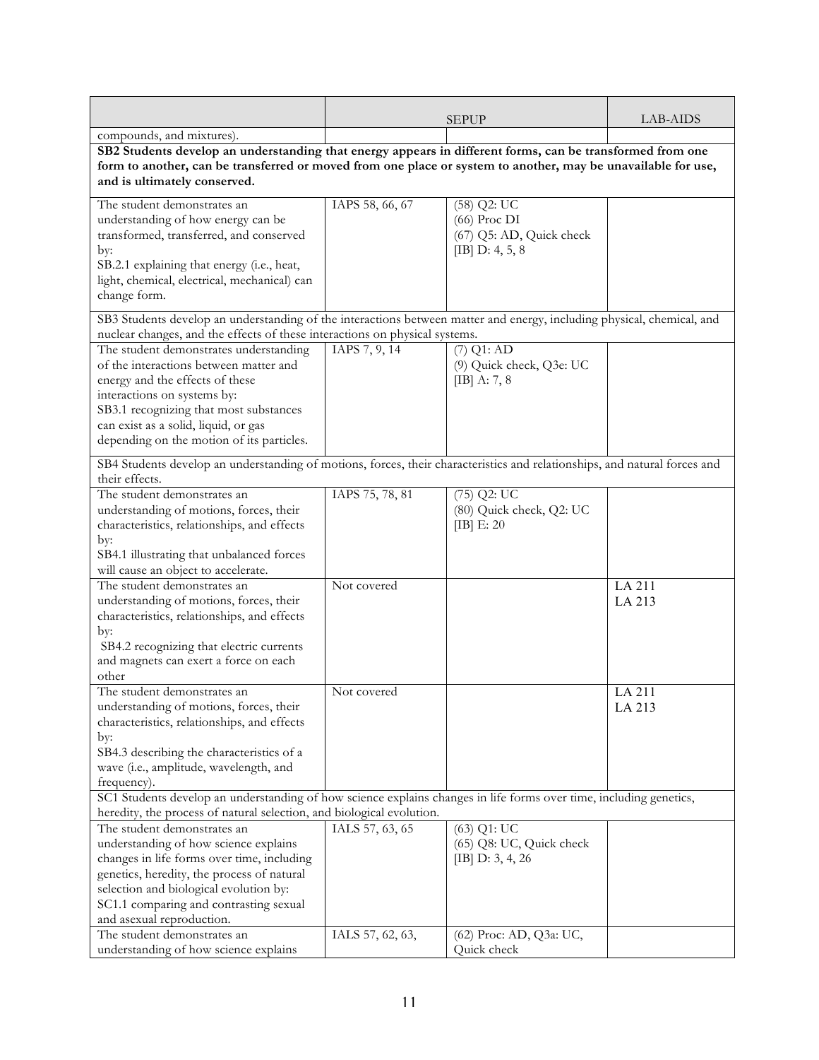| | SEPUP | | LAB-AIDS |
|---|---|---|---|
| compounds, and mixtures). | | | |
| **SB2 Students develop an understanding that energy appears in different forms, can be transformed from one form to another, can be transferred or moved from one place or system to another, may be unavailable for use, and is ultimately conserved.** | | | |
| The student demonstrates an understanding of how energy can be transformed, transferred, and conserved by: SB.2.1 explaining that energy (i.e., heat, light, chemical, electrical, mechanical) can change form. | IAPS 58, 66, 67 | (58) Q2: UC (66) Proc DI (67) Q5: AD, Quick check [IB] D: 4, 5, 8 | |
| SB3 Students develop an understanding of the interactions between matter and energy, including physical, chemical, and nuclear changes, and the effects of these interactions on physical systems. | | | |
| The student demonstrates understanding of the interactions between matter and energy and the effects of these interactions on systems by: SB3.1 recognizing that most substances can exist as a solid, liquid, or gas depending on the motion of its particles. | IAPS 7, 9, 14 | (7) Q1: AD (9) Quick check, Q3e: UC [IB] A: 7, 8 | |
| SB4 Students develop an understanding of motions, forces, their characteristics and relationships, and natural forces and their effects. | | | |
| The student demonstrates an understanding of motions, forces, their characteristics, relationships, and effects by: SB4.1 illustrating that unbalanced forces will cause an object to accelerate. | IAPS 75, 78, 81 | (75) Q2: UC (80) Quick check, Q2: UC [IB] E: 20 | |
| The student demonstrates an understanding of motions, forces, their characteristics, relationships, and effects by: SB4.2 recognizing that electric currents and magnets can exert a force on each other | Not covered | | LA 211 LA 213 |
| The student demonstrates an understanding of motions, forces, their characteristics, relationships, and effects by: SB4.3 describing the characteristics of a wave (i.e., amplitude, wavelength, and frequency). | Not covered | | LA 211 LA 213 |
| SC1 Students develop an understanding of how science explains changes in life forms over time, including genetics, heredity, the process of natural selection, and biological evolution. | | | |
| The student demonstrates an understanding of how science explains changes in life forms over time, including genetics, heredity, the process of natural selection and biological evolution by: SC1.1 comparing and contrasting sexual and asexual reproduction. | IALS 57, 63, 65 | (63) Q1: UC (65) Q8: UC, Quick check [IB] D: 3, 4, 26 | |
| The student demonstrates an understanding of how science explains | IALS 57, 62, 63, | (62) Proc: AD, Q3a: UC, Quick check | |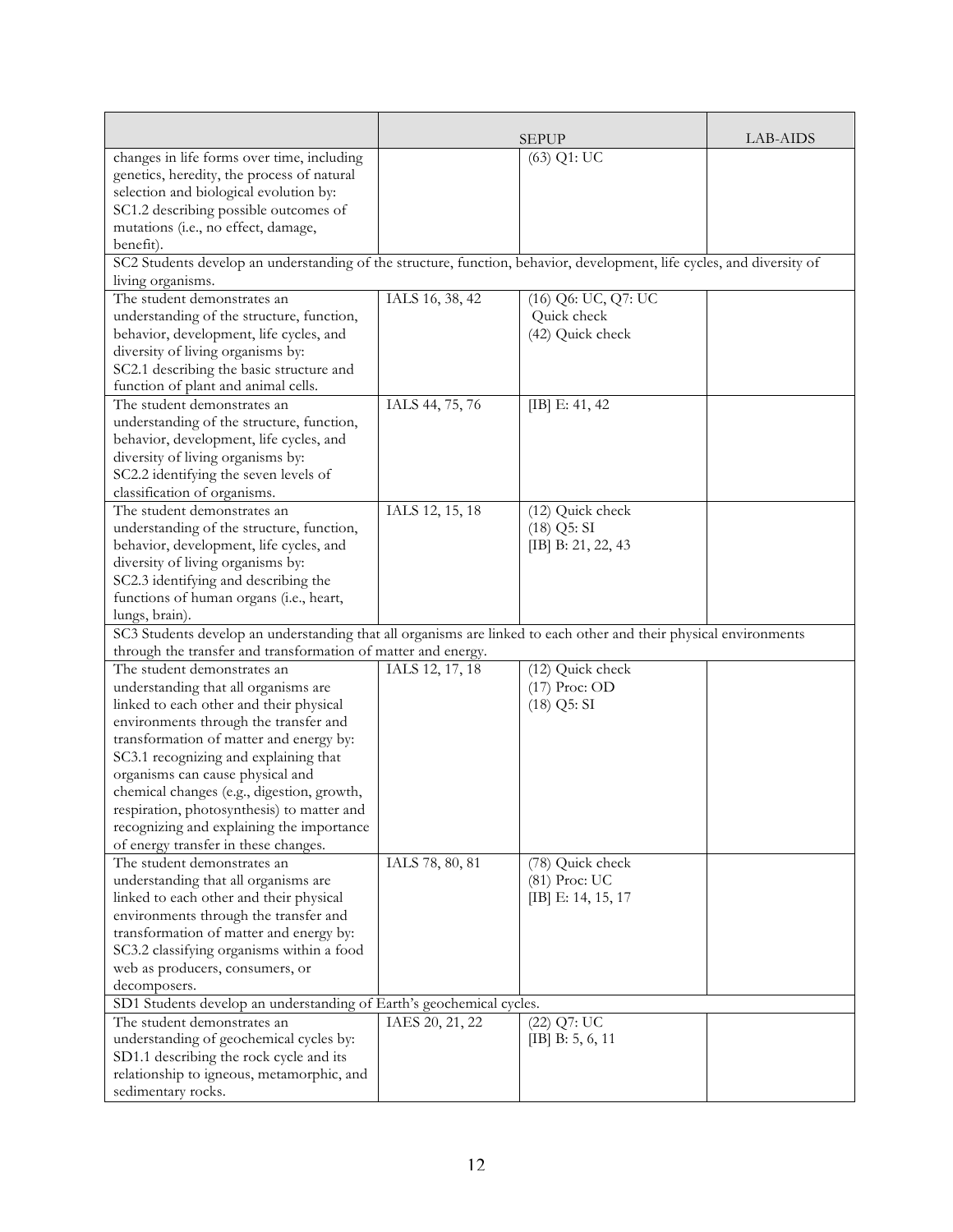| | SEPUP | | LAB-AIDS |
|---|---|---|---|
| changes in life forms over time, including genetics, heredity, the process of natural selection and biological evolution by: SC1.2 describing possible outcomes of mutations (i.e., no effect, damage, benefit). | | (63) Q1: UC | |
| SC2 Students develop an understanding of the structure, function, behavior, development, life cycles, and diversity of living organisms. | | | |
| The student demonstrates an understanding of the structure, function, behavior, development, life cycles, and diversity of living organisms by: SC2.1 describing the basic structure and function of plant and animal cells. | IALS 16, 38, 42 | (16) Q6: UC, Q7: UC Quick check (42) Quick check | |
| The student demonstrates an understanding of the structure, function, behavior, development, life cycles, and diversity of living organisms by: SC2.2 identifying the seven levels of classification of organisms. | IALS 44, 75, 76 | [IB] E: 41, 42 | |
| The student demonstrates an understanding of the structure, function, behavior, development, life cycles, and diversity of living organisms by: SC2.3 identifying and describing the functions of human organs (i.e., heart, lungs, brain). | IALS 12, 15, 18 | (12) Quick check (18) Q5: SI [IB] B: 21, 22, 43 | |
| SC3 Students develop an understanding that all organisms are linked to each other and their physical environments through the transfer and transformation of matter and energy. | | | |
| The student demonstrates an understanding that all organisms are linked to each other and their physical environments through the transfer and transformation of matter and energy by: SC3.1 recognizing and explaining that organisms can cause physical and chemical changes (e.g., digestion, growth, respiration, photosynthesis) to matter and recognizing and explaining the importance of energy transfer in these changes. | IALS 12, 17, 18 | (12) Quick check (17) Proc: OD (18) Q5: SI | |
| The student demonstrates an understanding that all organisms are linked to each other and their physical environments through the transfer and transformation of matter and energy by: SC3.2 classifying organisms within a food web as producers, consumers, or decomposers. | IALS 78, 80, 81 | (78) Quick check (81) Proc: UC [IB] E: 14, 15, 17 | |
| SD1 Students develop an understanding of Earth's geochemical cycles. | | | |
| The student demonstrates an understanding of geochemical cycles by: SD1.1 describing the rock cycle and its relationship to igneous, metamorphic, and sedimentary rocks. | IAES 20, 21, 22 | (22) Q7: UC [IB] B: 5, 6, 11 | |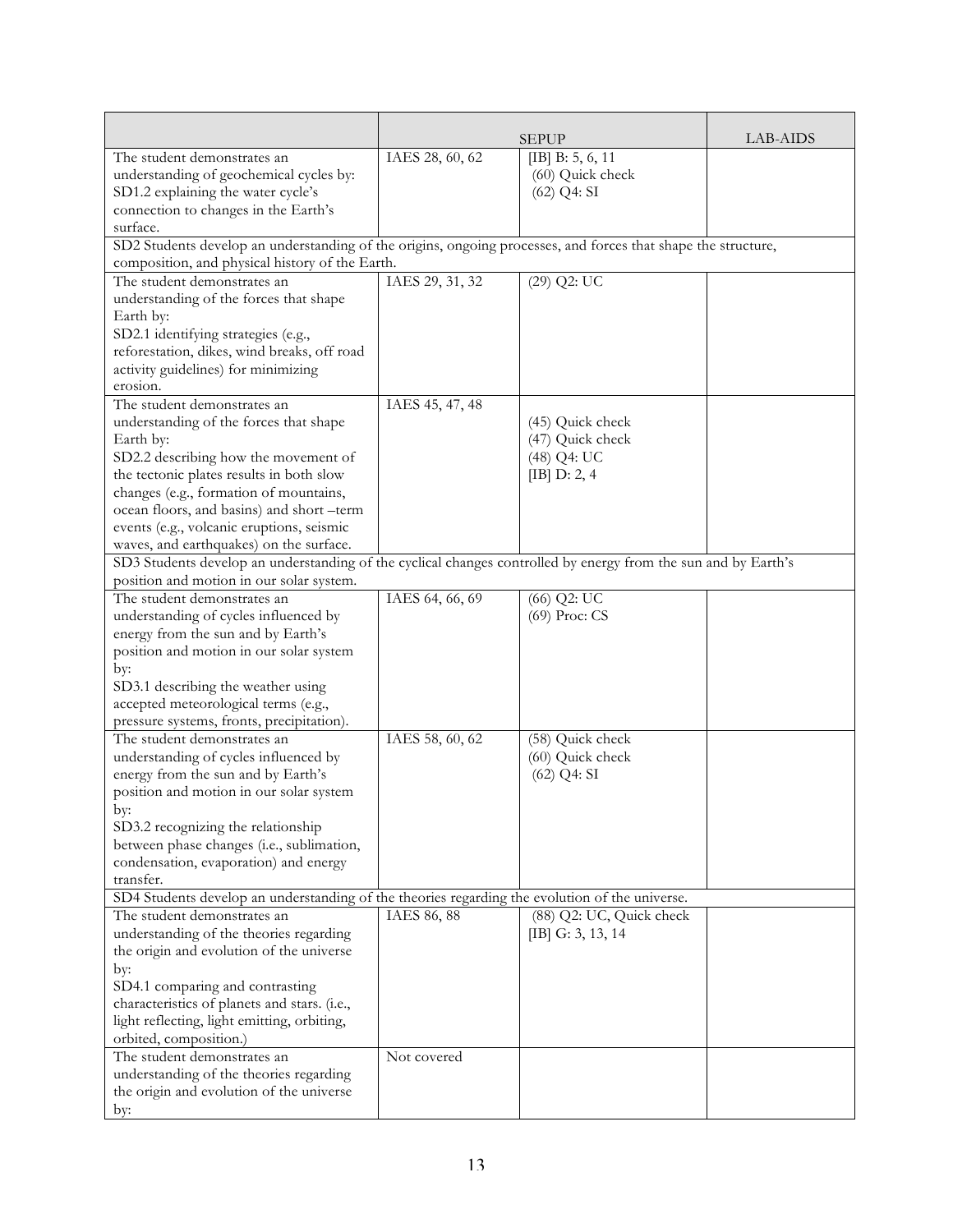| | SEPUP | | LAB-AIDS |
|---|---|---|---|
| The student demonstrates an understanding of geochemical cycles by: SD1.2 explaining the water cycle's connection to changes in the Earth's surface. | IAES 28, 60, 62 | [IB] B: 5, 6, 11<br>(60) Quick check<br>(62) Q4: SI | |
| SD2 Students develop an understanding of the origins, ongoing processes, and forces that shape the structure, composition, and physical history of the Earth. | | | |
| The student demonstrates an understanding of the forces that shape Earth by: SD2.1 identifying strategies (e.g., reforestation, dikes, wind breaks, off road activity guidelines) for minimizing erosion. | IAES 29, 31, 32 | (29) Q2: UC | |
| The student demonstrates an understanding of the forces that shape Earth by: SD2.2 describing how the movement of the tectonic plates results in both slow changes (e.g., formation of mountains, ocean floors, and basins) and short –term events (e.g., volcanic eruptions, seismic waves, and earthquakes) on the surface. | IAES 45, 47, 48 | (45) Quick check<br>(47) Quick check<br>(48) Q4: UC<br>[IB] D: 2, 4 | |
| SD3 Students develop an understanding of the cyclical changes controlled by energy from the sun and by Earth's position and motion in our solar system. | | | |
| The student demonstrates an understanding of cycles influenced by energy from the sun and by Earth's position and motion in our solar system by: SD3.1 describing the weather using accepted meteorological terms (e.g., pressure systems, fronts, precipitation). | IAES 64, 66, 69 | (66) Q2: UC<br>(69) Proc: CS | |
| The student demonstrates an understanding of cycles influenced by energy from the sun and by Earth's position and motion in our solar system by: SD3.2 recognizing the relationship between phase changes (i.e., sublimation, condensation, evaporation) and energy transfer. | IAES 58, 60, 62 | (58) Quick check<br>(60) Quick check<br>(62) Q4: SI | |
| SD4 Students develop an understanding of the theories regarding the evolution of the universe. | | | |
| The student demonstrates an understanding of the theories regarding the origin and evolution of the universe by: SD4.1 comparing and contrasting characteristics of planets and stars. (i.e., light reflecting, light emitting, orbiting, orbited, composition.) | IAES 86, 88 | (88) Q2: UC, Quick check<br>[IB] G: 3, 13, 14 | |
| The student demonstrates an understanding of the theories regarding the origin and evolution of the universe by: | Not covered | | |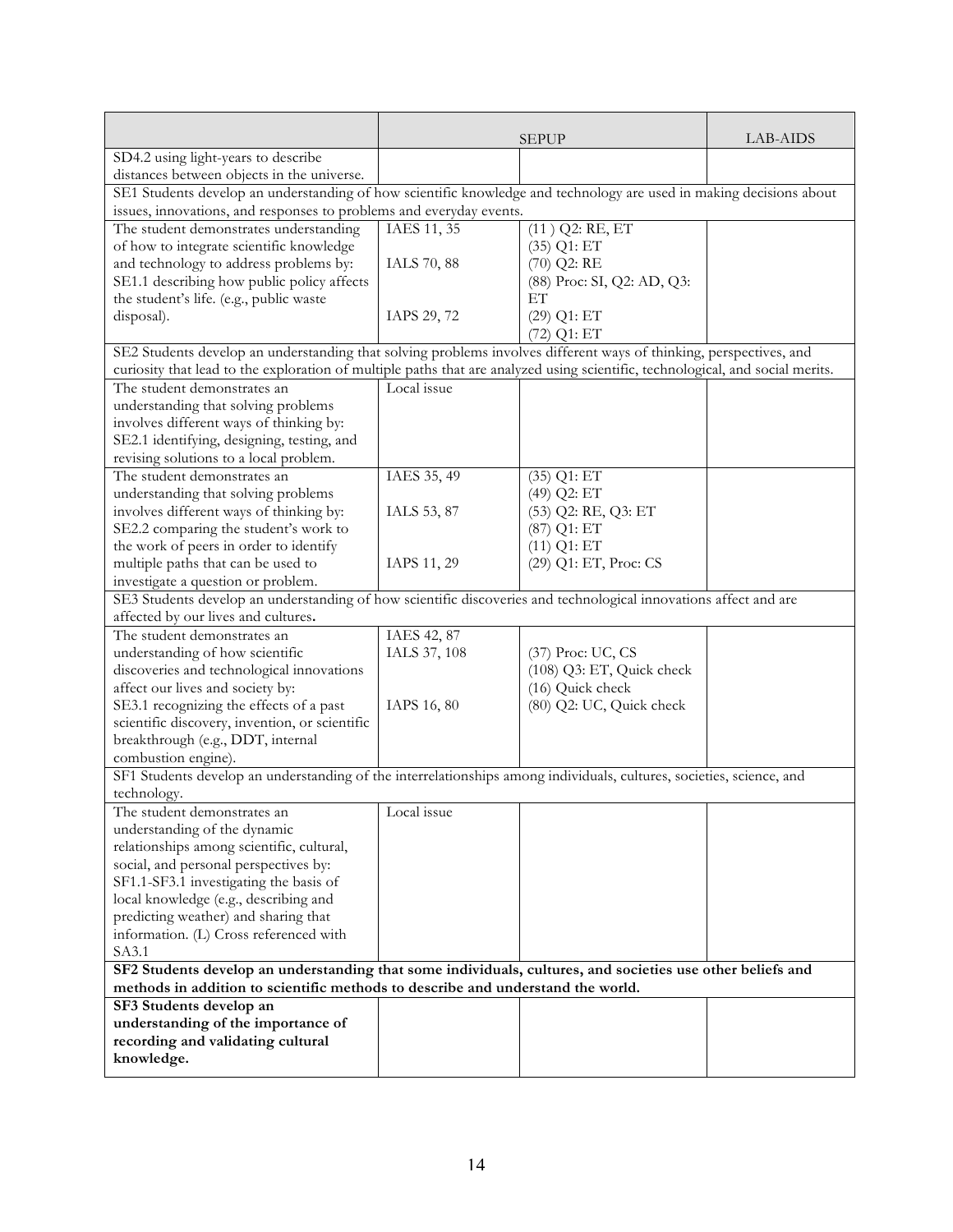| | SEPUP | | LAB-AIDS |
|---|---|---|---|
| SD4.2 using light-years to describe distances between objects in the universe. | | | |
| SE1 Students develop an understanding of how scientific knowledge and technology are used in making decisions about issues, innovations, and responses to problems and everyday events. | | | |
| The student demonstrates understanding of how to integrate scientific knowledge and technology to address problems by: SE1.1 describing how public policy affects the student's life. (e.g., public waste disposal). | IAES 11, 35<br><br>IALS 70, 88<br><br>IAPS 29, 72 | (11 ) Q2: RE, ET<br>(35) Q1: ET<br>(70) Q2: RE<br>(88) Proc: SI, Q2: AD, Q3: ET<br>(29) Q1: ET<br>(72) Q1: ET | |
| SE2 Students develop an understanding that solving problems involves different ways of thinking, perspectives, and curiosity that lead to the exploration of multiple paths that are analyzed using scientific, technological, and social merits. | | | |
| The student demonstrates an understanding that solving problems involves different ways of thinking by: SE2.1 identifying, designing, testing, and revising solutions to a local problem. | Local issue | | |
| The student demonstrates an understanding that solving problems involves different ways of thinking by: SE2.2 comparing the student's work to the work of peers in order to identify multiple paths that can be used to investigate a question or problem. | IAES 35, 49<br><br>IALS 53, 87<br><br>IAPS 11, 29 | (35) Q1: ET<br>(49) Q2: ET<br>(53) Q2: RE, Q3: ET<br>(87) Q1: ET<br>(11) Q1: ET<br>(29) Q1: ET, Proc: CS | |
| SE3 Students develop an understanding of how scientific discoveries and technological innovations affect and are affected by our lives and cultures. | | | |
| The student demonstrates an understanding of how scientific discoveries and technological innovations affect our lives and society by: SE3.1 recognizing the effects of a past scientific discovery, invention, or scientific breakthrough (e.g., DDT, internal combustion engine). | IAES 42, 87<br>IALS 37, 108<br><br>IAPS 16, 80 | (37) Proc: UC, CS<br>(108) Q3: ET, Quick check<br>(16) Quick check<br>(80) Q2: UC, Quick check | |
| SF1 Students develop an understanding of the interrelationships among individuals, cultures, societies, science, and technology. | | | |
| The student demonstrates an understanding of the dynamic relationships among scientific, cultural, social, and personal perspectives by: SF1.1-SF3.1 investigating the basis of local knowledge (e.g., describing and predicting weather) and sharing that information. (L) Cross referenced with SA3.1 | Local issue | | |
| **SF2 Students develop an understanding that some individuals, cultures, and societies use other beliefs and methods in addition to scientific methods to describe and understand the world.** | | | |
| **SF3 Students develop an understanding of the importance of recording and validating cultural knowledge.** | | | |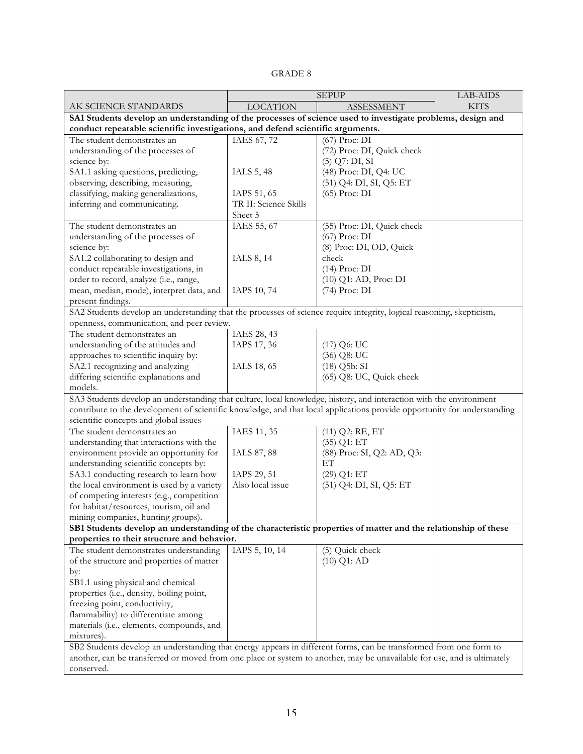GRADE 8

| AK SCIENCE STANDARDS | SEPUP LOCATION | SEPUP ASSESSMENT | LAB-AIDS KITS |
|---|---|---|---|
| **SA1 Students develop an understanding of the processes of science used to investigate problems, design and conduct repeatable scientific investigations, and defend scientific arguments.** | | | |
| The student demonstrates an understanding of the processes of science by: SA1.1 asking questions, predicting, observing, describing, measuring, classifying, making generalizations, inferring and communicating. | IAES 67, 72<br><br>IALS 5, 48<br><br>IAPS 51, 65<br>TR II: Science Skills Sheet 5 | (67) Proc: DI<br>(72) Proc: DI, Quick check<br>(5) Q7: DI, SI<br>(48) Proc: DI, Q4: UC<br>(51) Q4: DI, SI, Q5: ET<br>(65) Proc: DI | |
| The student demonstrates an understanding of the processes of science by: SA1.2 collaborating to design and conduct repeatable investigations, in order to record, analyze (i.e., range, mean, median, mode), interpret data, and present findings. | IAES 55, 67<br><br>IALS 8, 14<br><br>IAPS 10, 74 | (55) Proc: DI, Quick check<br>(67) Proc: DI<br>(8) Proc: DI, OD, Quick check<br>(14) Proc: DI<br>(10) Q1: AD, Proc: DI<br>(74) Proc: DI | |
| SA2 Students develop an understanding that the processes of science require integrity, logical reasoning, skepticism, openness, communication, and peer review. | | | |
| The student demonstrates an understanding of the attitudes and approaches to scientific inquiry by: SA2.1 recognizing and analyzing differing scientific explanations and models. | IAES 28, 43<br>IAPS 17, 36<br><br>IALS 18, 65 | <br>(17) Q6: UC<br>(36) Q8: UC<br>(18) Q5b: SI<br>(65) Q8: UC, Quick check | |
| SA3 Students develop an understanding that culture, local knowledge, history, and interaction with the environment contribute to the development of scientific knowledge, and that local applications provide opportunity for understanding scientific concepts and global issues | | | |
| The student demonstrates an understanding that interactions with the environment provide an opportunity for understanding scientific concepts by: SA3.1 conducting research to learn how the local environment is used by a variety of competing interests (e.g., competition for habitat/resources, tourism, oil and mining companies, hunting groups). | IAES 11, 35<br><br>IALS 87, 88<br><br>IAPS 29, 51<br>Also local issue | (11) Q2: RE, ET<br>(35) Q1: ET<br>(88) Proc: SI, Q2: AD, Q3: ET<br>(29) Q1: ET<br>(51) Q4: DI, SI, Q5: ET | |
| **SB1 Students develop an understanding of the characteristic properties of matter and the relationship of these properties to their structure and behavior.** | | | |
| The student demonstrates understanding of the structure and properties of matter by: SB1.1 using physical and chemical properties (i.e., density, boiling point, freezing point, conductivity, flammability) to differentiate among materials (i.e., elements, compounds, and mixtures). | IAPS 5, 10, 14 | (5) Quick check<br>(10) Q1: AD | |
| SB2 Students develop an understanding that energy appears in different forms, can be transformed from one form to another, can be transferred or moved from one place or system to another, may be unavailable for use, and is ultimately conserved. | | | |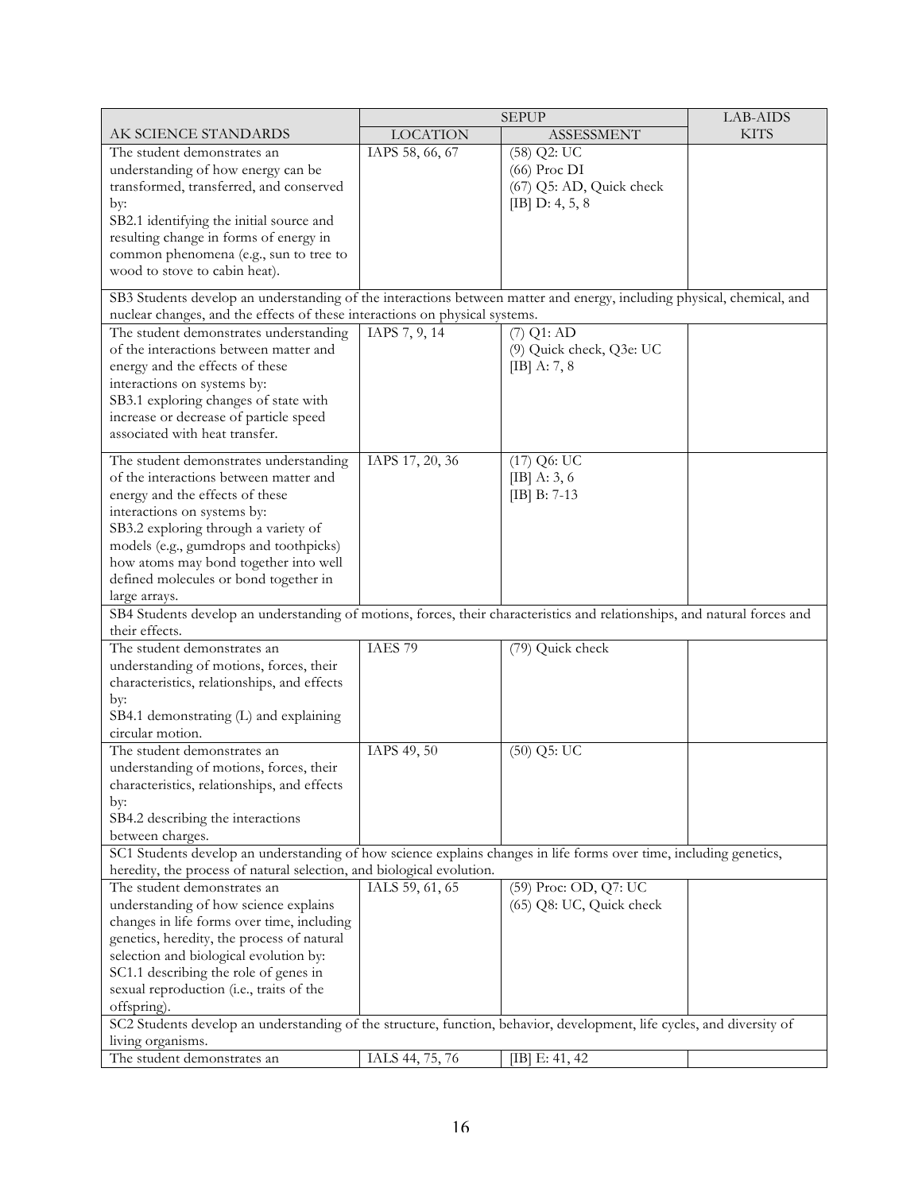| AK SCIENCE STANDARDS | SEPUP | | LAB-AIDS |
|---|---|---|---|
| | LOCATION | ASSESSMENT | KITS |
| The student demonstrates an understanding of how energy can be transformed, transferred, and conserved by: SB2.1 identifying the initial source and resulting change in forms of energy in common phenomena (e.g., sun to tree to wood to stove to cabin heat). | IAPS 58, 66, 67 | (58) Q2: UC<br>(66) Proc DI<br>(67) Q5: AD, Quick check<br>[IB] D: 4, 5, 8 | |
| SB3 Students develop an understanding of the interactions between matter and energy, including physical, chemical, and nuclear changes, and the effects of these interactions on physical systems. | | | |
| The student demonstrates understanding of the interactions between matter and energy and the effects of these interactions on systems by: SB3.1 exploring changes of state with increase or decrease of particle speed associated with heat transfer. | IAPS 7, 9, 14 | (7) Q1: AD<br>(9) Quick check, Q3e: UC<br>[IB] A: 7, 8 | |
| The student demonstrates understanding of the interactions between matter and energy and the effects of these interactions on systems by: SB3.2 exploring through a variety of models (e.g., gumdrops and toothpicks) how atoms may bond together into well defined molecules or bond together in large arrays. | IAPS 17, 20, 36 | (17) Q6: UC<br>[IB] A: 3, 6<br>[IB] B: 7-13 | |
| SB4 Students develop an understanding of motions, forces, their characteristics and relationships, and natural forces and their effects. | | | |
| The student demonstrates an understanding of motions, forces, their characteristics, relationships, and effects by: SB4.1 demonstrating (L) and explaining circular motion. | IAES 79 | (79) Quick check | |
| The student demonstrates an understanding of motions, forces, their characteristics, relationships, and effects by: SB4.2 describing the interactions between charges. | IAPS 49, 50 | (50) Q5: UC | |
| SC1 Students develop an understanding of how science explains changes in life forms over time, including genetics, heredity, the process of natural selection, and biological evolution. | | | |
| The student demonstrates an understanding of how science explains changes in life forms over time, including genetics, heredity, the process of natural selection and biological evolution by: SC1.1 describing the role of genes in sexual reproduction (i.e., traits of the offspring). | IALS 59, 61, 65 | (59) Proc: OD, Q7: UC<br>(65) Q8: UC, Quick check | |
| SC2 Students develop an understanding of the structure, function, behavior, development, life cycles, and diversity of living organisms. | | | |
| The student demonstrates an | IALS 44, 75, 76 | [IB] E: 41, 42 | |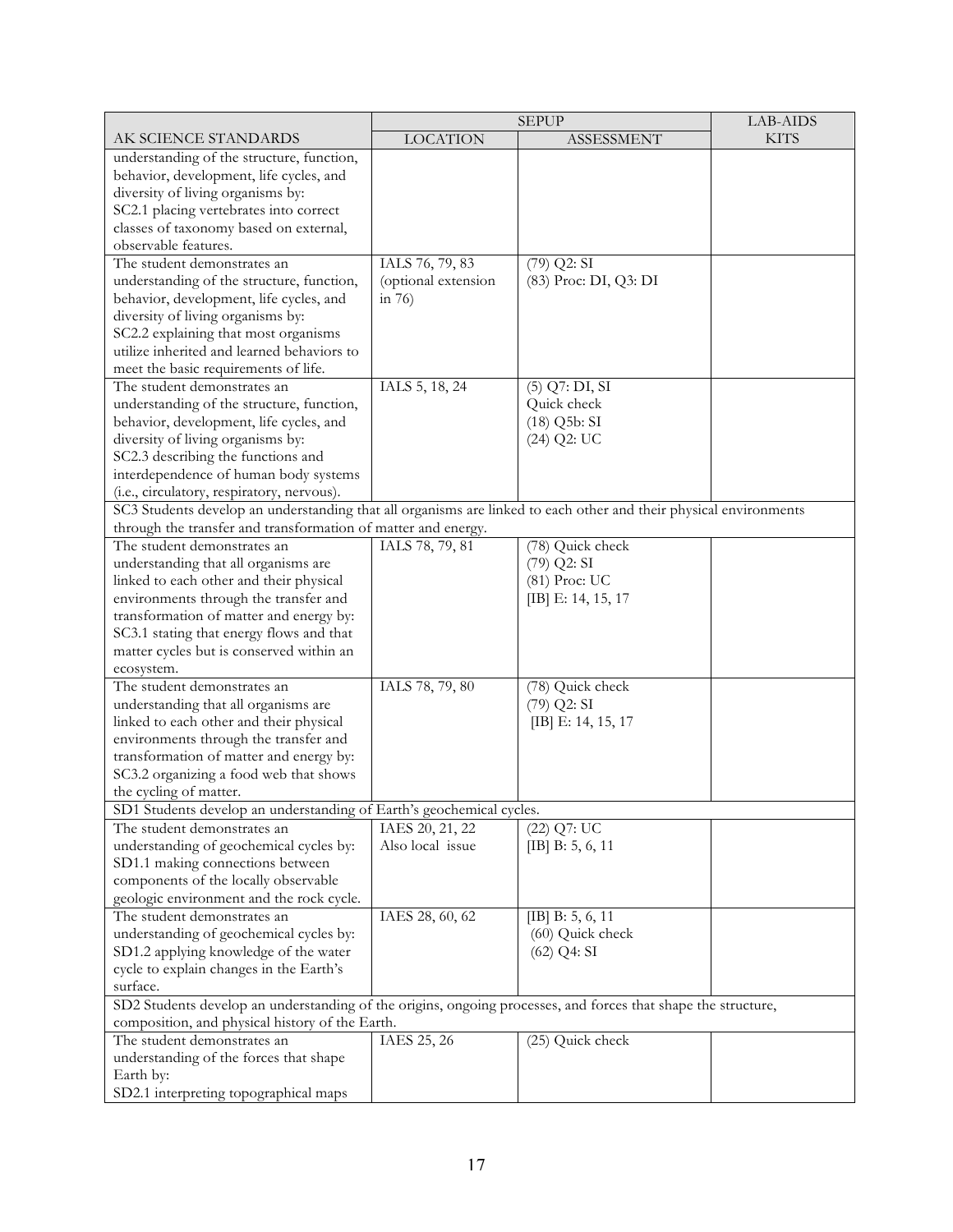| AK SCIENCE STANDARDS | SEPUP LOCATION | SEPUP ASSESSMENT | LAB-AIDS KITS |
|---|---|---|---|
| understanding of the structure, function, behavior, development, life cycles, and diversity of living organisms by: SC2.1 placing vertebrates into correct classes of taxonomy based on external, observable features. | | | |
| The student demonstrates an understanding of the structure, function, behavior, development, life cycles, and diversity of living organisms by: SC2.2 explaining that most organisms utilize inherited and learned behaviors to meet the basic requirements of life. | IALS 76, 79, 83 (optional extension in 76) | (79) Q2: SI<br>(83) Proc: DI, Q3: DI | |
| The student demonstrates an understanding of the structure, function, behavior, development, life cycles, and diversity of living organisms by: SC2.3 describing the functions and interdependence of human body systems (i.e., circulatory, respiratory, nervous). | IALS 5, 18, 24 | (5) Q7: DI, SI<br>Quick check<br>(18) Q5b: SI<br>(24) Q2: UC | |
| SC3 Students develop an understanding that all organisms are linked to each other and their physical environments through the transfer and transformation of matter and energy. | | | |
| The student demonstrates an understanding that all organisms are linked to each other and their physical environments through the transfer and transformation of matter and energy by: SC3.1 stating that energy flows and that matter cycles but is conserved within an ecosystem. | IALS 78, 79, 81 | (78) Quick check<br>(79) Q2: SI<br>(81) Proc: UC<br>[IB] E: 14, 15, 17 | |
| The student demonstrates an understanding that all organisms are linked to each other and their physical environments through the transfer and transformation of matter and energy by: SC3.2 organizing a food web that shows the cycling of matter. | IALS 78, 79, 80 | (78) Quick check<br>(79) Q2: SI<br>[IB] E: 14, 15, 17 | |
| SD1 Students develop an understanding of Earth's geochemical cycles. | | | |
| The student demonstrates an understanding of geochemical cycles by: SD1.1 making connections between components of the locally observable geologic environment and the rock cycle. | IAES 20, 21, 22<br>Also local issue | (22) Q7: UC<br>[IB] B: 5, 6, 11 | |
| The student demonstrates an understanding of geochemical cycles by: SD1.2 applying knowledge of the water cycle to explain changes in the Earth's surface. | IAES 28, 60, 62 | [IB] B: 5, 6, 11<br>(60) Quick check<br>(62) Q4: SI | |
| SD2 Students develop an understanding of the origins, ongoing processes, and forces that shape the structure, composition, and physical history of the Earth. | | | |
| The student demonstrates an understanding of the forces that shape Earth by: SD2.1 interpreting topographical maps | IAES 25, 26 | (25) Quick check | |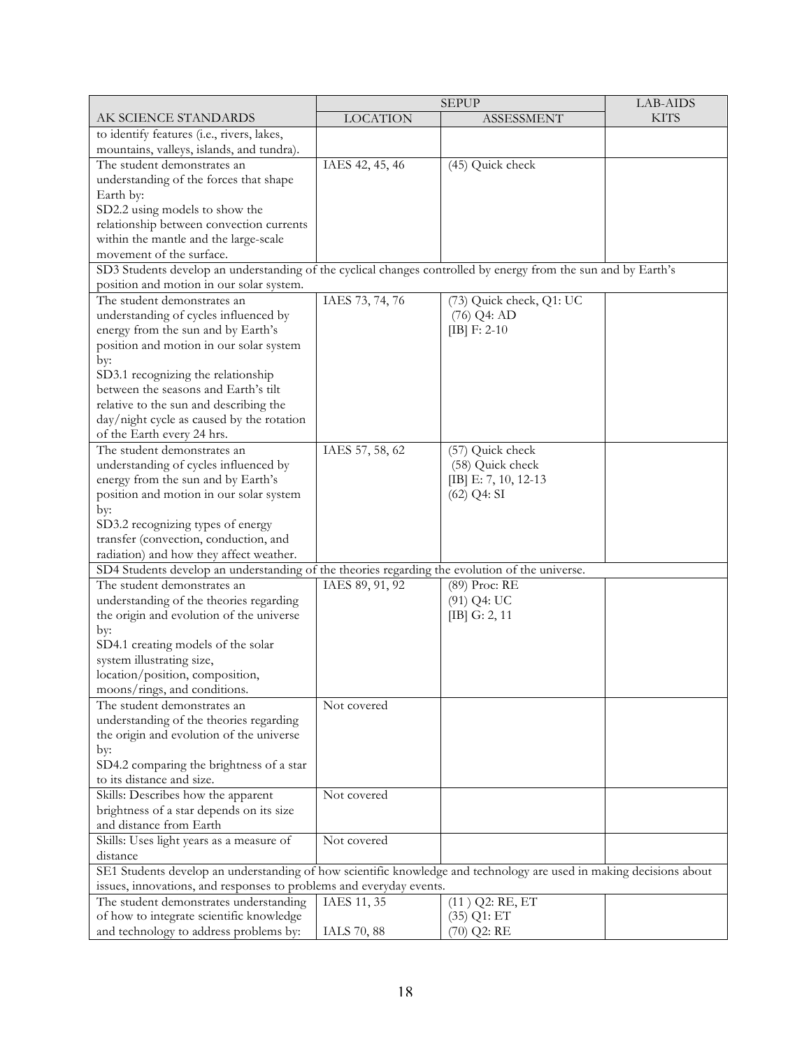| AK SCIENCE STANDARDS | SEPUP LOCATION | SEPUP ASSESSMENT | LAB-AIDS KITS |
|---|---|---|---|
| to identify features (i.e., rivers, lakes, mountains, valleys, islands, and tundra). | | | |
| The student demonstrates an understanding of the forces that shape Earth by: SD2.2 using models to show the relationship between convection currents within the mantle and the large-scale movement of the surface. | IAES 42, 45, 46 | (45) Quick check | |
| SD3 Students develop an understanding of the cyclical changes controlled by energy from the sun and by Earth's position and motion in our solar system. | | | |
| The student demonstrates an understanding of cycles influenced by energy from the sun and by Earth's position and motion in our solar system by: SD3.1 recognizing the relationship between the seasons and Earth's tilt relative to the sun and describing the day/night cycle as caused by the rotation of the Earth every 24 hrs. | IAES 73, 74, 76 | (73) Quick check, Q1: UC (76) Q4: AD [IB] F: 2-10 | |
| The student demonstrates an understanding of cycles influenced by energy from the sun and by Earth's position and motion in our solar system by: SD3.2 recognizing types of energy transfer (convection, conduction, and radiation) and how they affect weather. | IAES 57, 58, 62 | (57) Quick check (58) Quick check [IB] E: 7, 10, 12-13 (62) Q4: SI | |
| SD4 Students develop an understanding of the theories regarding the evolution of the universe. | | | |
| The student demonstrates an understanding of the theories regarding the origin and evolution of the universe by: SD4.1 creating models of the solar system illustrating size, location/position, composition, moons/rings, and conditions. | IAES 89, 91, 92 | (89) Proc: RE (91) Q4: UC [IB] G: 2, 11 | |
| The student demonstrates an understanding of the theories regarding the origin and evolution of the universe by: SD4.2 comparing the brightness of a star to its distance and size. | Not covered | | |
| Skills: Describes how the apparent brightness of a star depends on its size and distance from Earth | Not covered | | |
| Skills: Uses light years as a measure of distance | Not covered | | |
| SE1 Students develop an understanding of how scientific knowledge and technology are used in making decisions about issues, innovations, and responses to problems and everyday events. | | | |
| The student demonstrates understanding of how to integrate scientific knowledge and technology to address problems by: | IAES 11, 35 IALS 70, 88 | (11 ) Q2: RE, ET (35) Q1: ET (70) Q2: RE | |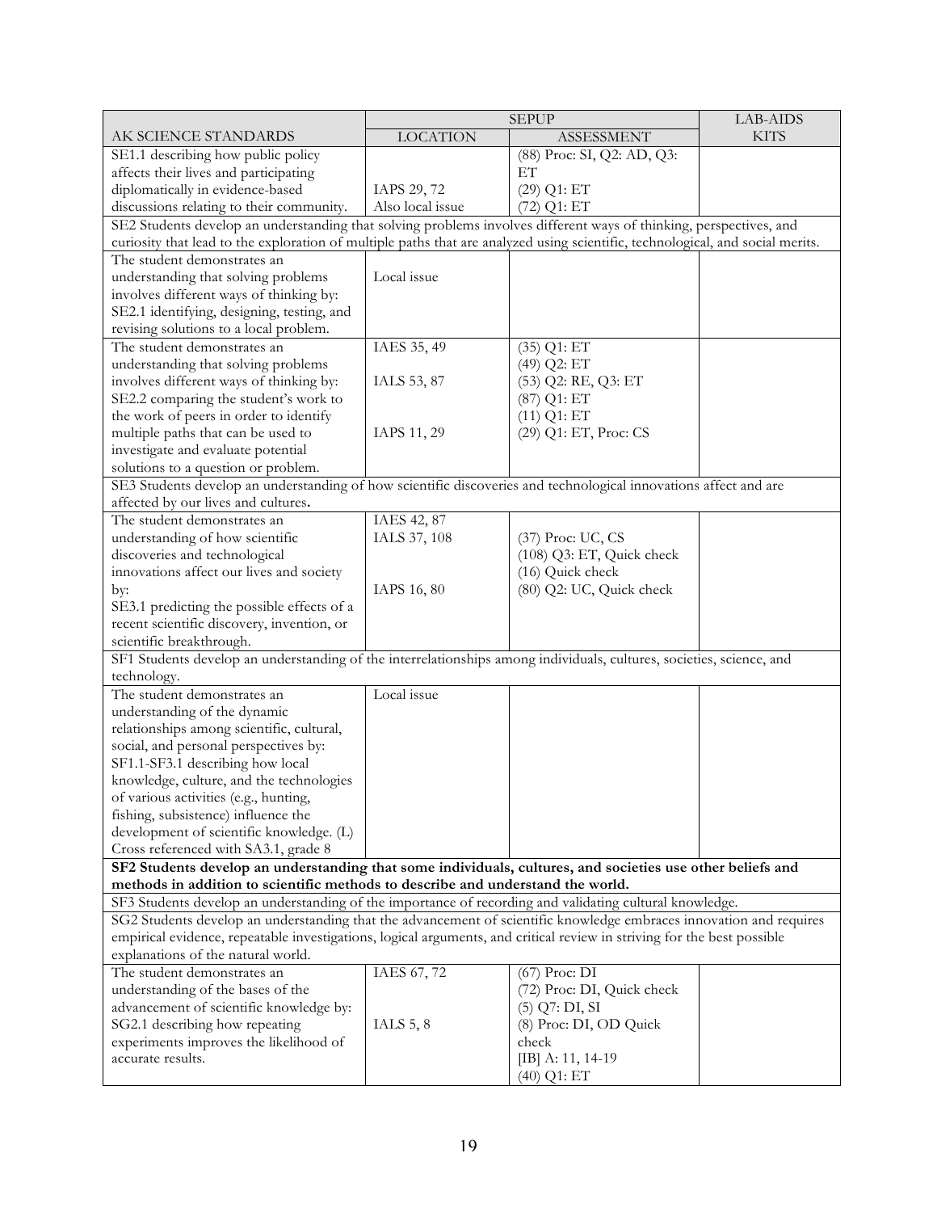| AK SCIENCE STANDARDS | SEPUP LOCATION | SEPUP ASSESSMENT | LAB-AIDS KITS |
|---|---|---|---|
| SE1.1 describing how public policy affects their lives and participating diplomatically in evidence-based discussions relating to their community. | IAPS 29, 72<br>Also local issue | (88) Proc: SI, Q2: AD, Q3: ET<br>(29) Q1: ET<br>(72) Q1: ET | |
| SE2 Students develop an understanding that solving problems involves different ways of thinking, perspectives, and curiosity that lead to the exploration of multiple paths that are analyzed using scientific, technological, and social merits. | | | |
| The student demonstrates an understanding that solving problems involves different ways of thinking by: SE2.1 identifying, designing, testing, and revising solutions to a local problem. | Local issue | | |
| The student demonstrates an understanding that solving problems involves different ways of thinking by: SE2.2 comparing the student's work to the work of peers in order to identify multiple paths that can be used to investigate and evaluate potential solutions to a question or problem. | IAES 35, 49<br>IALS 53, 87<br>IAPS 11, 29 | (35) Q1: ET<br>(49) Q2: ET<br>(53) Q2: RE, Q3: ET<br>(87) Q1: ET<br>(11) Q1: ET<br>(29) Q1: ET, Proc: CS | |
| SE3 Students develop an understanding of how scientific discoveries and technological innovations affect and are affected by our lives and cultures. | | | |
| The student demonstrates an understanding of how scientific discoveries and technological innovations affect our lives and society by: SE3.1 predicting the possible effects of a recent scientific discovery, invention, or scientific breakthrough. | IAES 42, 87<br>IALS 37, 108<br>IAPS 16, 80 | (37) Proc: UC, CS<br>(108) Q3: ET, Quick check<br>(16) Quick check<br>(80) Q2: UC, Quick check | |
| SF1 Students develop an understanding of the interrelationships among individuals, cultures, societies, science, and technology. | | | |
| The student demonstrates an understanding of the dynamic relationships among scientific, cultural, social, and personal perspectives by: SF1.1-SF3.1 describing how local knowledge, culture, and the technologies of various activities (e.g., hunting, fishing, subsistence) influence the development of scientific knowledge. (L) Cross referenced with SA3.1, grade 8 | Local issue | | |
| **SF2 Students develop an understanding that some individuals, cultures, and societies use other beliefs and methods in addition to scientific methods to describe and understand the world.** | | | |
| SF3 Students develop an understanding of the importance of recording and validating cultural knowledge. | | | |
| SG2 Students develop an understanding that the advancement of scientific knowledge embraces innovation and requires empirical evidence, repeatable investigations, logical arguments, and critical review in striving for the best possible explanations of the natural world. | | | |
| The student demonstrates an understanding of the bases of the advancement of scientific knowledge by: SG2.1 describing how repeating experiments improves the likelihood of accurate results. | IAES 67, 72<br>IALS 5, 8 | (67) Proc: DI<br>(72) Proc: DI, Quick check<br>(5) Q7: DI, SI<br>(8) Proc: DI, OD Quick check<br>[IB] A: 11, 14-19<br>(40) Q1: ET | |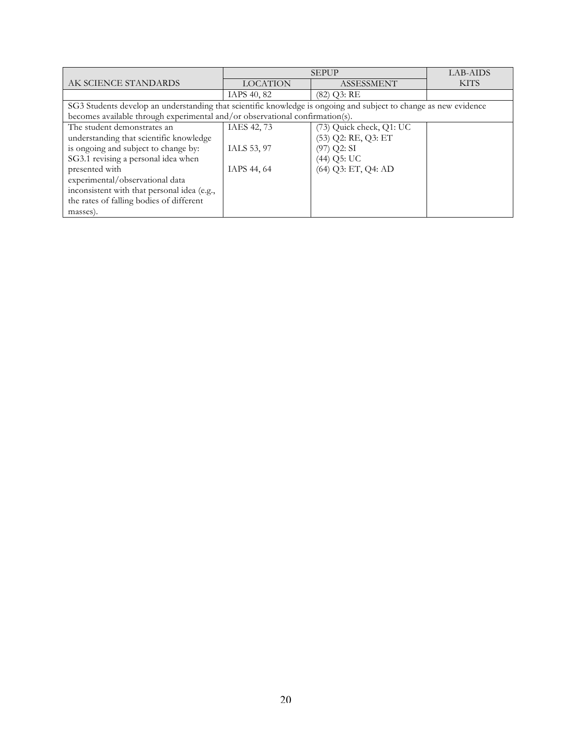| AK SCIENCE STANDARDS | SEPUP LOCATION | SEPUP ASSESSMENT | LAB-AIDS KITS |
|---|---|---|---|
| | IAPS 40, 82 | (82) Q3: RE | |
| SG3 Students develop an understanding that scientific knowledge is ongoing and subject to change as new evidence becomes available through experimental and/or observational confirmation(s). | | | |
| The student demonstrates an understanding that scientific knowledge is ongoing and subject to change by: SG3.1 revising a personal idea when presented with experimental/observational data inconsistent with that personal idea (e.g., the rates of falling bodies of different masses). | IAES 42, 73<br><br>IALS 53, 97<br><br>IAPS 44, 64 | (73) Quick check, Q1: UC<br>(53) Q2: RE, Q3: ET<br>(97) Q2: SI<br>(44) Q5: UC<br>(64) Q3: ET, Q4: AD | |